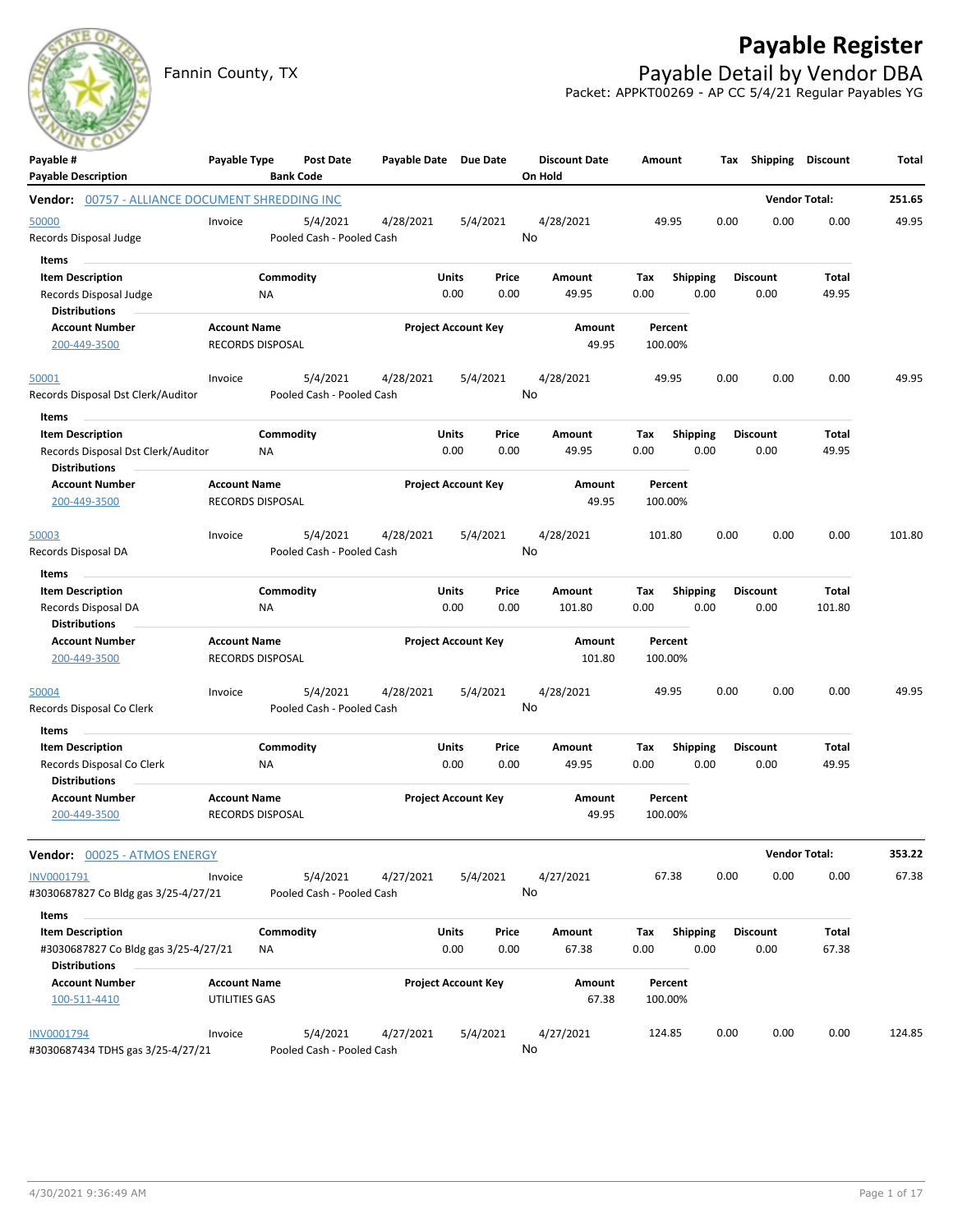# Payable Register

Fannin County, TX

## Payable Detail by Vendor DBA

Packet: APPKT00269 - AP CC 5/4/21 Regular Payables YG

| Payable # / Payable Description | Payable Type | Post Date / Bank Code | Payable Date | Due Date | Discount Date / On Hold | Amount | Tax | Shipping | Discount | Total |
|---|---|---|---|---|---|---|---|---|---|---|

**Vendor: 00757 - ALLIANCE DOCUMENT SHREDDING INC** — Vendor Total: 251.65

| Payable # | Payable Type | Post Date | Payable Date | Due Date | Discount Date | Amount | Tax | Shipping | Discount | Total |
|---|---|---|---|---|---|---|---|---|---|---|
| 50000 | Invoice | 5/4/2021 | 4/28/2021 | 5/4/2021 | 4/28/2021 | 49.95 | 0.00 | 0.00 | 0.00 | 49.95 |

Records Disposal Judge — Pooled Cash - Pooled Cash — On Hold: No

Items

| Item Description | Commodity | Units | Price | Amount | Tax | Shipping | Discount | Total |
|---|---|---|---|---|---|---|---|---|
| Records Disposal Judge | NA | 0.00 | 0.00 | 49.95 | 0.00 | 0.00 | 0.00 | 49.95 |

Distributions

| Account Number | Account Name | Project Account Key | Amount | Percent |
|---|---|---|---|---|
| 200-449-3500 | RECORDS DISPOSAL | | 49.95 | 100.00% |

| Payable # | Payable Type | Post Date | Payable Date | Due Date | Discount Date | Amount | Tax | Shipping | Discount | Total |
|---|---|---|---|---|---|---|---|---|---|---|
| 50001 | Invoice | 5/4/2021 | 4/28/2021 | 5/4/2021 | 4/28/2021 | 49.95 | 0.00 | 0.00 | 0.00 | 49.95 |

Records Disposal Dst Clerk/Auditor — Pooled Cash - Pooled Cash — On Hold: No

Items

| Item Description | Commodity | Units | Price | Amount | Tax | Shipping | Discount | Total |
|---|---|---|---|---|---|---|---|---|
| Records Disposal Dst Clerk/Auditor | NA | 0.00 | 0.00 | 49.95 | 0.00 | 0.00 | 0.00 | 49.95 |

Distributions

| Account Number | Account Name | Project Account Key | Amount | Percent |
|---|---|---|---|---|
| 200-449-3500 | RECORDS DISPOSAL | | 49.95 | 100.00% |

| Payable # | Payable Type | Post Date | Payable Date | Due Date | Discount Date | Amount | Tax | Shipping | Discount | Total |
|---|---|---|---|---|---|---|---|---|---|---|
| 50003 | Invoice | 5/4/2021 | 4/28/2021 | 5/4/2021 | 4/28/2021 | 101.80 | 0.00 | 0.00 | 0.00 | 101.80 |

Records Disposal DA — Pooled Cash - Pooled Cash — On Hold: No

Items

| Item Description | Commodity | Units | Price | Amount | Tax | Shipping | Discount | Total |
|---|---|---|---|---|---|---|---|---|
| Records Disposal DA | NA | 0.00 | 0.00 | 101.80 | 0.00 | 0.00 | 0.00 | 101.80 |

Distributions

| Account Number | Account Name | Project Account Key | Amount | Percent |
|---|---|---|---|---|
| 200-449-3500 | RECORDS DISPOSAL | | 101.80 | 100.00% |

| Payable # | Payable Type | Post Date | Payable Date | Due Date | Discount Date | Amount | Tax | Shipping | Discount | Total |
|---|---|---|---|---|---|---|---|---|---|---|
| 50004 | Invoice | 5/4/2021 | 4/28/2021 | 5/4/2021 | 4/28/2021 | 49.95 | 0.00 | 0.00 | 0.00 | 49.95 |

Records Disposal Co Clerk — Pooled Cash - Pooled Cash — On Hold: No

Items

| Item Description | Commodity | Units | Price | Amount | Tax | Shipping | Discount | Total |
|---|---|---|---|---|---|---|---|---|
| Records Disposal Co Clerk | NA | 0.00 | 0.00 | 49.95 | 0.00 | 0.00 | 0.00 | 49.95 |

Distributions

| Account Number | Account Name | Project Account Key | Amount | Percent |
|---|---|---|---|---|
| 200-449-3500 | RECORDS DISPOSAL | | 49.95 | 100.00% |

**Vendor: 00025 - ATMOS ENERGY** — Vendor Total: 353.22

| Payable # | Payable Type | Post Date | Payable Date | Due Date | Discount Date | Amount | Tax | Shipping | Discount | Total |
|---|---|---|---|---|---|---|---|---|---|---|
| INV0001791 | Invoice | 5/4/2021 | 4/27/2021 | 5/4/2021 | 4/27/2021 | 67.38 | 0.00 | 0.00 | 0.00 | 67.38 |

#3030687827 Co Bldg gas 3/25-4/27/21 — Pooled Cash - Pooled Cash — On Hold: No

Items

| Item Description | Commodity | Units | Price | Amount | Tax | Shipping | Discount | Total |
|---|---|---|---|---|---|---|---|---|
| #3030687827 Co Bldg gas 3/25-4/27/21 | NA | 0.00 | 0.00 | 67.38 | 0.00 | 0.00 | 0.00 | 67.38 |

Distributions

| Account Number | Account Name | Project Account Key | Amount | Percent |
|---|---|---|---|---|
| 100-511-4410 | UTILITIES GAS | | 67.38 | 100.00% |

| Payable # | Payable Type | Post Date | Payable Date | Due Date | Discount Date | Amount | Tax | Shipping | Discount | Total |
|---|---|---|---|---|---|---|---|---|---|---|
| INV0001794 | Invoice | 5/4/2021 | 4/27/2021 | 5/4/2021 | 4/27/2021 | 124.85 | 0.00 | 0.00 | 0.00 | 124.85 |

#3030687434 TDHS gas 3/25-4/27/21 — Pooled Cash - Pooled Cash — On Hold: No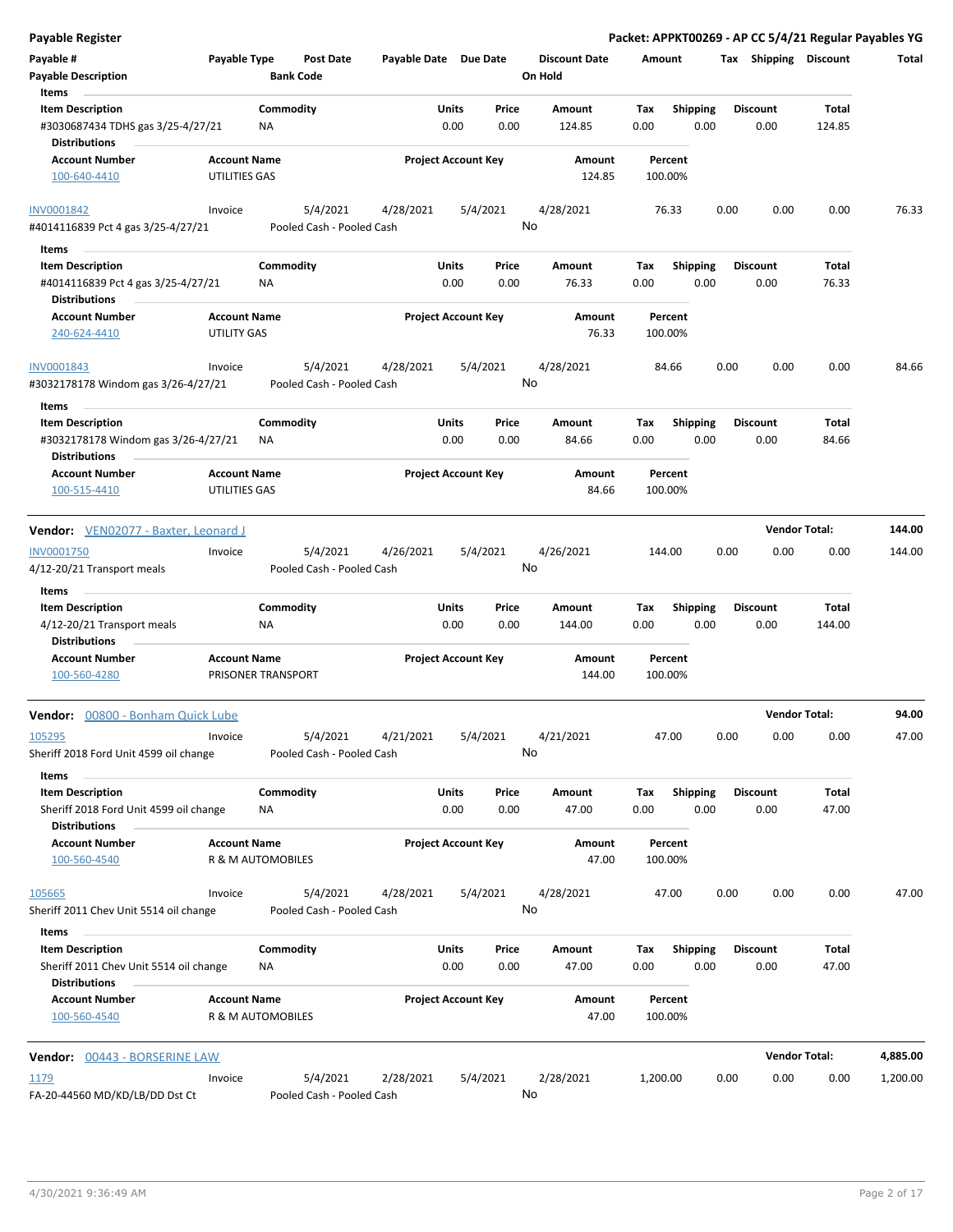**Payable Register** — Packet: APPKT00269 - AP CC 5/4/21 Regular Payables YG

| Payable # | Payable Type | Post Date | Payable Date | Due Date | Discount Date | Amount | Tax | Shipping | Discount | Total |
|---|---|---|---|---|---|---|---|---|---|---|
| Payable Description | | Bank Code | | | On Hold | | | | | |

Items

| Item Description | Commodity | Units | Price | Amount | Tax | Shipping | Discount | Total |
|---|---|---|---|---|---|---|---|---|
| #3030687434 TDHS gas 3/25-4/27/21 | NA | 0.00 | 0.00 | 124.85 | 0.00 | 0.00 | 0.00 | 124.85 |

Distributions

| Account Number | Account Name | Project Account Key | Amount | Percent |
|---|---|---|---|---|
| 100-640-4410 | UTILITIES GAS | | 124.85 | 100.00% |

| Payable # | Payable Type | Post Date | Payable Date | Due Date | Discount Date | Amount | Tax | Shipping | Discount | Total |
|---|---|---|---|---|---|---|---|---|---|---|
| INV0001842 | Invoice | 5/4/2021 | 4/28/2021 | 5/4/2021 | 4/28/2021 | 76.33 | 0.00 | 0.00 | 0.00 | 76.33 |
| #4014116839 Pct 4 gas 3/25-4/27/21 | | Pooled Cash - Pooled Cash | | | No | | | | | |

Items

| Item Description | Commodity | Units | Price | Amount | Tax | Shipping | Discount | Total |
|---|---|---|---|---|---|---|---|---|
| #4014116839 Pct 4 gas 3/25-4/27/21 | NA | 0.00 | 0.00 | 76.33 | 0.00 | 0.00 | 0.00 | 76.33 |

Distributions

| Account Number | Account Name | Project Account Key | Amount | Percent |
|---|---|---|---|---|
| 240-624-4410 | UTILITY GAS | | 76.33 | 100.00% |

| Payable # | Payable Type | Post Date | Payable Date | Due Date | Discount Date | Amount | Tax | Shipping | Discount | Total |
|---|---|---|---|---|---|---|---|---|---|---|
| INV0001843 | Invoice | 5/4/2021 | 4/28/2021 | 5/4/2021 | 4/28/2021 | 84.66 | 0.00 | 0.00 | 0.00 | 84.66 |
| #3032178178 Windom gas 3/26-4/27/21 | | Pooled Cash - Pooled Cash | | | No | | | | | |

Items

| Item Description | Commodity | Units | Price | Amount | Tax | Shipping | Discount | Total |
|---|---|---|---|---|---|---|---|---|
| #3032178178 Windom gas 3/26-4/27/21 | NA | 0.00 | 0.00 | 84.66 | 0.00 | 0.00 | 0.00 | 84.66 |

Distributions

| Account Number | Account Name | Project Account Key | Amount | Percent |
|---|---|---|---|---|
| 100-515-4410 | UTILITIES GAS | | 84.66 | 100.00% |

**Vendor: VEN02077 - Baxter, Leonard J** — **Vendor Total: 144.00**

| Payable # | Payable Type | Post Date | Payable Date | Due Date | Discount Date | Amount | Tax | Shipping | Discount | Total |
|---|---|---|---|---|---|---|---|---|---|---|
| INV0001750 | Invoice | 5/4/2021 | 4/26/2021 | 5/4/2021 | 4/26/2021 | 144.00 | 0.00 | 0.00 | 0.00 | 144.00 |
| 4/12-20/21 Transport meals | | Pooled Cash - Pooled Cash | | | No | | | | | |

Items

| Item Description | Commodity | Units | Price | Amount | Tax | Shipping | Discount | Total |
|---|---|---|---|---|---|---|---|---|
| 4/12-20/21 Transport meals | NA | 0.00 | 0.00 | 144.00 | 0.00 | 0.00 | 0.00 | 144.00 |

Distributions

| Account Number | Account Name | Project Account Key | Amount | Percent |
|---|---|---|---|---|
| 100-560-4280 | PRISONER TRANSPORT | | 144.00 | 100.00% |

**Vendor: 00800 - Bonham Quick Lube** — **Vendor Total: 94.00**

| Payable # | Payable Type | Post Date | Payable Date | Due Date | Discount Date | Amount | Tax | Shipping | Discount | Total |
|---|---|---|---|---|---|---|---|---|---|---|
| 105295 | Invoice | 5/4/2021 | 4/21/2021 | 5/4/2021 | 4/21/2021 | 47.00 | 0.00 | 0.00 | 0.00 | 47.00 |
| Sheriff 2018 Ford Unit 4599 oil change | | Pooled Cash - Pooled Cash | | | No | | | | | |

Items

| Item Description | Commodity | Units | Price | Amount | Tax | Shipping | Discount | Total |
|---|---|---|---|---|---|---|---|---|
| Sheriff 2018 Ford Unit 4599 oil change | NA | 0.00 | 0.00 | 47.00 | 0.00 | 0.00 | 0.00 | 47.00 |

Distributions

| Account Number | Account Name | Project Account Key | Amount | Percent |
|---|---|---|---|---|
| 100-560-4540 | R & M AUTOMOBILES | | 47.00 | 100.00% |

| Payable # | Payable Type | Post Date | Payable Date | Due Date | Discount Date | Amount | Tax | Shipping | Discount | Total |
|---|---|---|---|---|---|---|---|---|---|---|
| 105665 | Invoice | 5/4/2021 | 4/28/2021 | 5/4/2021 | 4/28/2021 | 47.00 | 0.00 | 0.00 | 0.00 | 47.00 |
| Sheriff 2011 Chev Unit 5514 oil change | | Pooled Cash - Pooled Cash | | | No | | | | | |

Items

| Item Description | Commodity | Units | Price | Amount | Tax | Shipping | Discount | Total |
|---|---|---|---|---|---|---|---|---|
| Sheriff 2011 Chev Unit 5514 oil change | NA | 0.00 | 0.00 | 47.00 | 0.00 | 0.00 | 0.00 | 47.00 |

Distributions

| Account Number | Account Name | Project Account Key | Amount | Percent |
|---|---|---|---|---|
| 100-560-4540 | R & M AUTOMOBILES | | 47.00 | 100.00% |

**Vendor: 00443 - BORSERINE LAW** — **Vendor Total: 4,885.00**

| Payable # | Payable Type | Post Date | Payable Date | Due Date | Discount Date | Amount | Tax | Shipping | Discount | Total |
|---|---|---|---|---|---|---|---|---|---|---|
| 1179 | Invoice | 5/4/2021 | 2/28/2021 | 5/4/2021 | 2/28/2021 | 1,200.00 | 0.00 | 0.00 | 0.00 | 1,200.00 |
| FA-20-44560 MD/KD/LB/DD Dst Ct | | Pooled Cash - Pooled Cash | | | No | | | | | |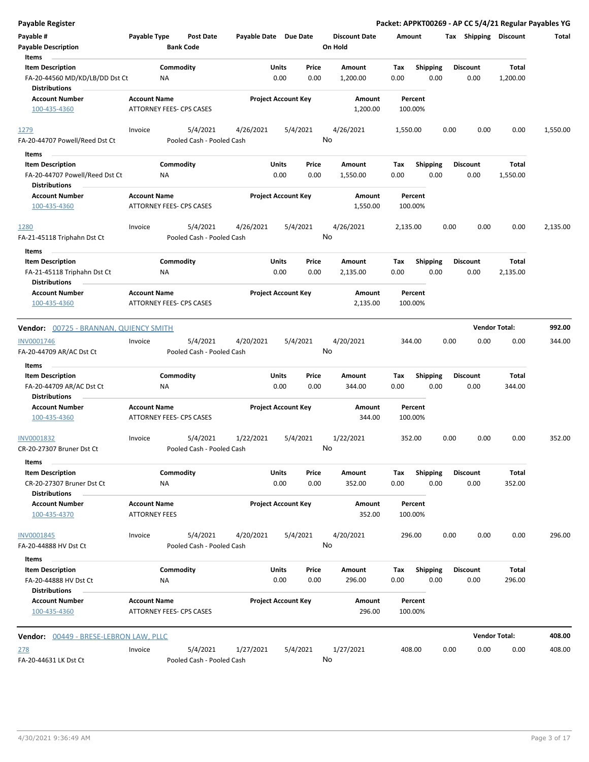**Payable Register** — Packet: APPKT00269 - AP CC 5/4/21 Regular Payables YG

| Payable # / Payable Description | Payable Type | Post Date / Bank Code | Payable Date | Due Date | Discount Date / On Hold | Amount | Tax | Shipping | Discount | Total |
|---|---|---|---|---|---|---|---|---|---|---|

**Items**

| Item Description | Commodity | Units | Price | Amount | Tax | Shipping | Discount | Total |
|---|---|---|---|---|---|---|---|---|
| FA-20-44560 MD/KD/LB/DD Dst Ct | NA | 0.00 | 0.00 | 1,200.00 | 0.00 | 0.00 | 0.00 | 1,200.00 |

**Distributions**

| Account Number | Account Name | Project Account Key | Amount | Percent |
|---|---|---|---|---|
| 100-435-4360 | ATTORNEY FEES- CPS CASES | | 1,200.00 | 100.00% |

| Payable # | Payable Type | Post Date | Payable Date | Due Date | Discount Date | Amount | Tax | Shipping | Discount | Total |
|---|---|---|---|---|---|---|---|---|---|---|
| 1279 | Invoice | 5/4/2021 | 4/26/2021 | 5/4/2021 | 4/26/2021 | 1,550.00 | 0.00 | 0.00 | 0.00 | 1,550.00 |
| FA-20-44707 Powell/Reed Dst Ct | | Pooled Cash - Pooled Cash | | | No | | | | | |

**Items**

| Item Description | Commodity | Units | Price | Amount | Tax | Shipping | Discount | Total |
|---|---|---|---|---|---|---|---|---|
| FA-20-44707 Powell/Reed Dst Ct | NA | 0.00 | 0.00 | 1,550.00 | 0.00 | 0.00 | 0.00 | 1,550.00 |

**Distributions**

| Account Number | Account Name | Project Account Key | Amount | Percent |
|---|---|---|---|---|
| 100-435-4360 | ATTORNEY FEES- CPS CASES | | 1,550.00 | 100.00% |

| Payable # | Payable Type | Post Date | Payable Date | Due Date | Discount Date | Amount | Tax | Shipping | Discount | Total |
|---|---|---|---|---|---|---|---|---|---|---|
| 1280 | Invoice | 5/4/2021 | 4/26/2021 | 5/4/2021 | 4/26/2021 | 2,135.00 | 0.00 | 0.00 | 0.00 | 2,135.00 |
| FA-21-45118 Triphahn Dst Ct | | Pooled Cash - Pooled Cash | | | No | | | | | |

**Items**

| Item Description | Commodity | Units | Price | Amount | Tax | Shipping | Discount | Total |
|---|---|---|---|---|---|---|---|---|
| FA-21-45118 Triphahn Dst Ct | NA | 0.00 | 0.00 | 2,135.00 | 0.00 | 0.00 | 0.00 | 2,135.00 |

**Distributions**

| Account Number | Account Name | Project Account Key | Amount | Percent |
|---|---|---|---|---|
| 100-435-4360 | ATTORNEY FEES- CPS CASES | | 2,135.00 | 100.00% |

**Vendor: 00725 - BRANNAN, QUIENCY SMITH** — Vendor Total: **992.00**

| Payable # | Payable Type | Post Date | Payable Date | Due Date | Discount Date | Amount | Tax | Shipping | Discount | Total |
|---|---|---|---|---|---|---|---|---|---|---|
| INV0001746 | Invoice | 5/4/2021 | 4/20/2021 | 5/4/2021 | 4/20/2021 | 344.00 | 0.00 | 0.00 | 0.00 | 344.00 |
| FA-20-44709 AR/AC Dst Ct | | Pooled Cash - Pooled Cash | | | No | | | | | |

**Items**

| Item Description | Commodity | Units | Price | Amount | Tax | Shipping | Discount | Total |
|---|---|---|---|---|---|---|---|---|
| FA-20-44709 AR/AC Dst Ct | NA | 0.00 | 0.00 | 344.00 | 0.00 | 0.00 | 0.00 | 344.00 |

**Distributions**

| Account Number | Account Name | Project Account Key | Amount | Percent |
|---|---|---|---|---|
| 100-435-4360 | ATTORNEY FEES- CPS CASES | | 344.00 | 100.00% |

| Payable # | Payable Type | Post Date | Payable Date | Due Date | Discount Date | Amount | Tax | Shipping | Discount | Total |
|---|---|---|---|---|---|---|---|---|---|---|
| INV0001832 | Invoice | 5/4/2021 | 1/22/2021 | 5/4/2021 | 1/22/2021 | 352.00 | 0.00 | 0.00 | 0.00 | 352.00 |
| CR-20-27307 Bruner Dst Ct | | Pooled Cash - Pooled Cash | | | No | | | | | |

**Items**

| Item Description | Commodity | Units | Price | Amount | Tax | Shipping | Discount | Total |
|---|---|---|---|---|---|---|---|---|
| CR-20-27307 Bruner Dst Ct | NA | 0.00 | 0.00 | 352.00 | 0.00 | 0.00 | 0.00 | 352.00 |

**Distributions**

| Account Number | Account Name | Project Account Key | Amount | Percent |
|---|---|---|---|---|
| 100-435-4370 | ATTORNEY FEES | | 352.00 | 100.00% |

| Payable # | Payable Type | Post Date | Payable Date | Due Date | Discount Date | Amount | Tax | Shipping | Discount | Total |
|---|---|---|---|---|---|---|---|---|---|---|
| INV0001845 | Invoice | 5/4/2021 | 4/20/2021 | 5/4/2021 | 4/20/2021 | 296.00 | 0.00 | 0.00 | 0.00 | 296.00 |
| FA-20-44888 HV Dst Ct | | Pooled Cash - Pooled Cash | | | No | | | | | |

**Items**

| Item Description | Commodity | Units | Price | Amount | Tax | Shipping | Discount | Total |
|---|---|---|---|---|---|---|---|---|
| FA-20-44888 HV Dst Ct | NA | 0.00 | 0.00 | 296.00 | 0.00 | 0.00 | 0.00 | 296.00 |

**Distributions**

| Account Number | Account Name | Project Account Key | Amount | Percent |
|---|---|---|---|---|
| 100-435-4360 | ATTORNEY FEES- CPS CASES | | 296.00 | 100.00% |

**Vendor: 00449 - BRESE-LEBRON LAW, PLLC** — Vendor Total: **408.00**

| Payable # | Payable Type | Post Date | Payable Date | Due Date | Discount Date | Amount | Tax | Shipping | Discount | Total |
|---|---|---|---|---|---|---|---|---|---|---|
| 278 | Invoice | 5/4/2021 | 1/27/2021 | 5/4/2021 | 1/27/2021 | 408.00 | 0.00 | 0.00 | 0.00 | 408.00 |
| FA-20-44631 LK Dst Ct | | Pooled Cash - Pooled Cash | | | No | | | | | |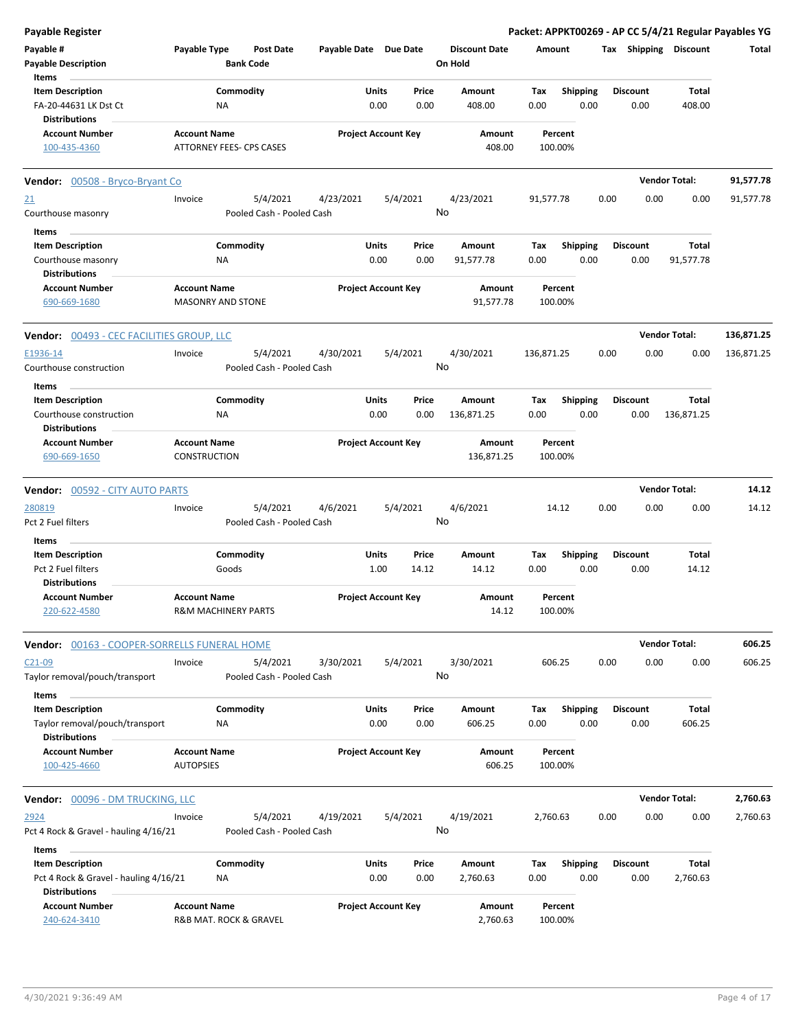**Payable Register** — **Packet: APPKT00269 - AP CC 5/4/21 Regular Payables YG**

| Payable # | Payable Type | Post Date | Payable Date | Due Date | Discount Date | Amount | Tax | Shipping | Discount | Total |
|---|---|---|---|---|---|---|---|---|---|---|
| Payable Description | | Bank Code | | | On Hold | | | | | |

**Items**

| Item Description | Commodity | Units | Price | Amount | Tax | Shipping | Discount | Total |
|---|---|---|---|---|---|---|---|---|
| FA-20-44631 LK Dst Ct | NA | 0.00 | 0.00 | 408.00 | 0.00 | 0.00 | 0.00 | 408.00 |

**Distributions**

| Account Number | Account Name | Project Account Key | Amount | Percent |
|---|---|---|---|---|
| 100-435-4360 | ATTORNEY FEES- CPS CASES | | 408.00 | 100.00% |

---

**Vendor: 00508 - Bryco-Bryant Co** — **Vendor Total: 91,577.78**

| Payable # | Payable Type | Post Date | Payable Date | Due Date | Discount Date | Amount | Tax | Shipping | Discount | Total |
|---|---|---|---|---|---|---|---|---|---|---|
| 21 | Invoice | 5/4/2021 | 4/23/2021 | 5/4/2021 | 4/23/2021 | 91,577.78 | 0.00 | 0.00 | 0.00 | 91,577.78 |
| Courthouse masonry | | Pooled Cash - Pooled Cash | | | No | | | | | |

**Items**

| Item Description | Commodity | Units | Price | Amount | Tax | Shipping | Discount | Total |
|---|---|---|---|---|---|---|---|---|
| Courthouse masonry | NA | 0.00 | 0.00 | 91,577.78 | 0.00 | 0.00 | 0.00 | 91,577.78 |

**Distributions**

| Account Number | Account Name | Project Account Key | Amount | Percent |
|---|---|---|---|---|
| 690-669-1680 | MASONRY AND STONE | | 91,577.78 | 100.00% |

---

**Vendor: 00493 - CEC FACILITIES GROUP, LLC** — **Vendor Total: 136,871.25**

| Payable # | Payable Type | Post Date | Payable Date | Due Date | Discount Date | Amount | Tax | Shipping | Discount | Total |
|---|---|---|---|---|---|---|---|---|---|---|
| E1936-14 | Invoice | 5/4/2021 | 4/30/2021 | 5/4/2021 | 4/30/2021 | 136,871.25 | 0.00 | 0.00 | 0.00 | 136,871.25 |
| Courthouse construction | | Pooled Cash - Pooled Cash | | | No | | | | | |

**Items**

| Item Description | Commodity | Units | Price | Amount | Tax | Shipping | Discount | Total |
|---|---|---|---|---|---|---|---|---|
| Courthouse construction | NA | 0.00 | 0.00 | 136,871.25 | 0.00 | 0.00 | 0.00 | 136,871.25 |

**Distributions**

| Account Number | Account Name | Project Account Key | Amount | Percent |
|---|---|---|---|---|
| 690-669-1650 | CONSTRUCTION | | 136,871.25 | 100.00% |

---

**Vendor: 00592 - CITY AUTO PARTS** — **Vendor Total: 14.12**

| Payable # | Payable Type | Post Date | Payable Date | Due Date | Discount Date | Amount | Tax | Shipping | Discount | Total |
|---|---|---|---|---|---|---|---|---|---|---|
| 280819 | Invoice | 5/4/2021 | 4/6/2021 | 5/4/2021 | 4/6/2021 | 14.12 | 0.00 | 0.00 | 0.00 | 14.12 |
| Pct 2 Fuel filters | | Pooled Cash - Pooled Cash | | | No | | | | | |

**Items**

| Item Description | Commodity | Units | Price | Amount | Tax | Shipping | Discount | Total |
|---|---|---|---|---|---|---|---|---|
| Pct 2 Fuel filters | Goods | 1.00 | 14.12 | 14.12 | 0.00 | 0.00 | 0.00 | 14.12 |

**Distributions**

| Account Number | Account Name | Project Account Key | Amount | Percent |
|---|---|---|---|---|
| 220-622-4580 | R&M MACHINERY PARTS | | 14.12 | 100.00% |

---

**Vendor: 00163 - COOPER-SORRELLS FUNERAL HOME** — **Vendor Total: 606.25**

| Payable # | Payable Type | Post Date | Payable Date | Due Date | Discount Date | Amount | Tax | Shipping | Discount | Total |
|---|---|---|---|---|---|---|---|---|---|---|
| C21-09 | Invoice | 5/4/2021 | 3/30/2021 | 5/4/2021 | 3/30/2021 | 606.25 | 0.00 | 0.00 | 0.00 | 606.25 |
| Taylor removal/pouch/transport | | Pooled Cash - Pooled Cash | | | No | | | | | |

**Items**

| Item Description | Commodity | Units | Price | Amount | Tax | Shipping | Discount | Total |
|---|---|---|---|---|---|---|---|---|
| Taylor removal/pouch/transport | NA | 0.00 | 0.00 | 606.25 | 0.00 | 0.00 | 0.00 | 606.25 |

**Distributions**

| Account Number | Account Name | Project Account Key | Amount | Percent |
|---|---|---|---|---|
| 100-425-4660 | AUTOPSIES | | 606.25 | 100.00% |

---

**Vendor: 00096 - DM TRUCKING, LLC** — **Vendor Total: 2,760.63**

| Payable # | Payable Type | Post Date | Payable Date | Due Date | Discount Date | Amount | Tax | Shipping | Discount | Total |
|---|---|---|---|---|---|---|---|---|---|---|
| 2924 | Invoice | 5/4/2021 | 4/19/2021 | 5/4/2021 | 4/19/2021 | 2,760.63 | 0.00 | 0.00 | 0.00 | 2,760.63 |
| Pct 4 Rock & Gravel - hauling 4/16/21 | | Pooled Cash - Pooled Cash | | | No | | | | | |

**Items**

| Item Description | Commodity | Units | Price | Amount | Tax | Shipping | Discount | Total |
|---|---|---|---|---|---|---|---|---|
| Pct 4 Rock & Gravel - hauling 4/16/21 | NA | 0.00 | 0.00 | 2,760.63 | 0.00 | 0.00 | 0.00 | 2,760.63 |

**Distributions**

| Account Number | Account Name | Project Account Key | Amount | Percent |
|---|---|---|---|---|
| 240-624-3410 | R&B MAT. ROCK & GRAVEL | | 2,760.63 | 100.00% |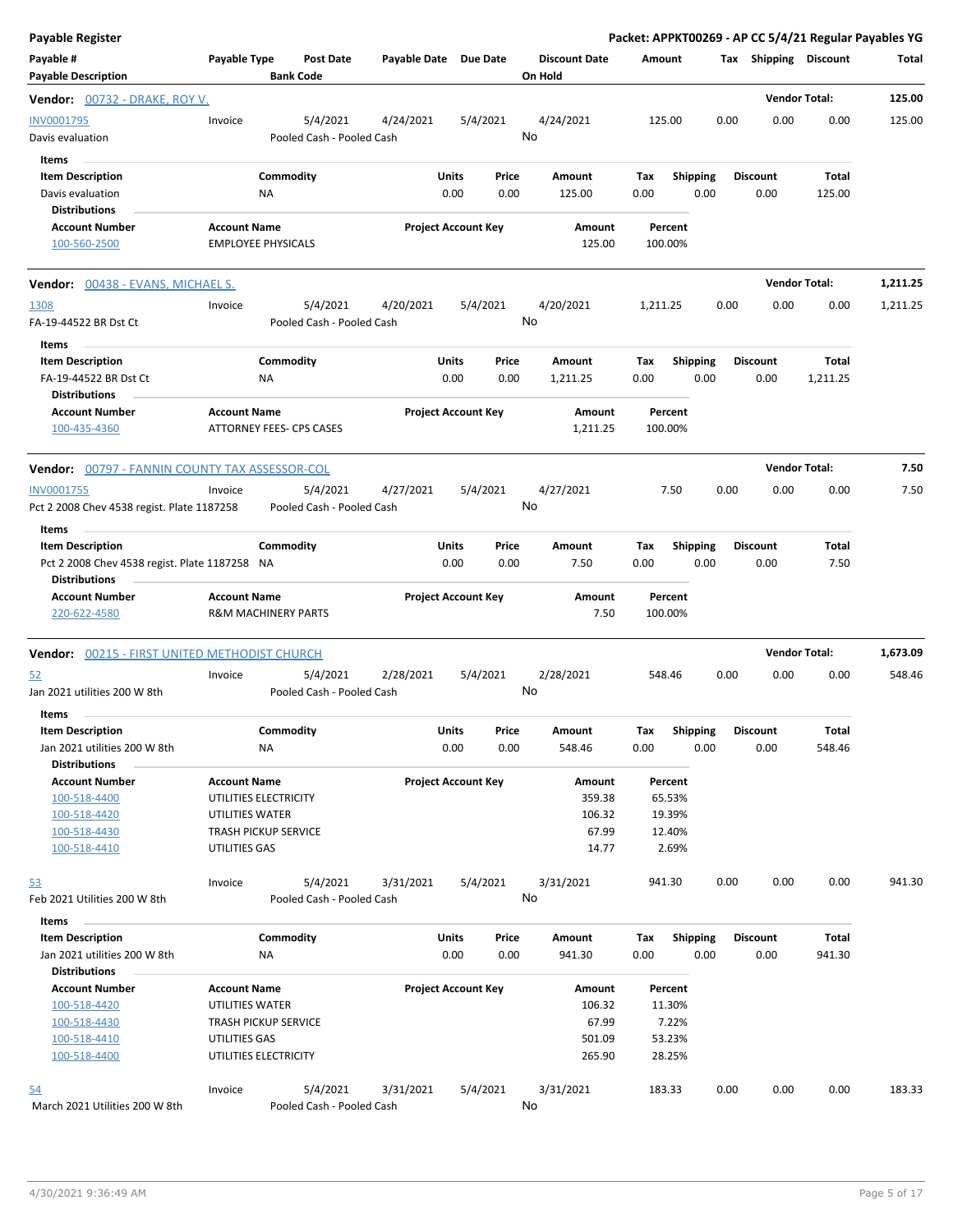**Payable Register** — **Packet: APPKT00269 - AP CC 5/4/21 Regular Payables YG**

| Payable # | Payable Type | Post Date | Payable Date | Due Date | Discount Date | Amount | Tax | Shipping | Discount | Total |
|---|---|---|---|---|---|---|---|---|---|---|
| Payable Description | | Bank Code | | | On Hold | | | | | |

**Vendor: 00732 - DRAKE, ROY V.** — **Vendor Total: 125.00**

| Payable # | Payable Type | Post Date | Payable Date | Due Date | Discount Date | Amount | Tax | Shipping | Discount | Total |
|---|---|---|---|---|---|---|---|---|---|---|
| INV0001795 | Invoice | 5/4/2021 | 4/24/2021 | 5/4/2021 | 4/24/2021 | 125.00 | 0.00 | 0.00 | 0.00 | 125.00 |
| Davis evaluation | | Pooled Cash - Pooled Cash | | | No | | | | | |

Items

| Item Description | Commodity | Units | Price | Amount | Tax | Shipping | Discount | Total |
|---|---|---|---|---|---|---|---|---|
| Davis evaluation | NA | 0.00 | 0.00 | 125.00 | 0.00 | 0.00 | 0.00 | 125.00 |

Distributions

| Account Number | Account Name | Project Account Key | Amount | Percent |
|---|---|---|---|---|
| 100-560-2500 | EMPLOYEE PHYSICALS | | 125.00 | 100.00% |

**Vendor: 00438 - EVANS, MICHAEL S.** — **Vendor Total: 1,211.25**

| Payable # | Payable Type | Post Date | Payable Date | Due Date | Discount Date | Amount | Tax | Shipping | Discount | Total |
|---|---|---|---|---|---|---|---|---|---|---|
| 1308 | Invoice | 5/4/2021 | 4/20/2021 | 5/4/2021 | 4/20/2021 | 1,211.25 | 0.00 | 0.00 | 0.00 | 1,211.25 |
| FA-19-44522 BR Dst Ct | | Pooled Cash - Pooled Cash | | | No | | | | | |

Items

| Item Description | Commodity | Units | Price | Amount | Tax | Shipping | Discount | Total |
|---|---|---|---|---|---|---|---|---|
| FA-19-44522 BR Dst Ct | NA | 0.00 | 0.00 | 1,211.25 | 0.00 | 0.00 | 0.00 | 1,211.25 |

Distributions

| Account Number | Account Name | Project Account Key | Amount | Percent |
|---|---|---|---|---|
| 100-435-4360 | ATTORNEY FEES- CPS CASES | | 1,211.25 | 100.00% |

**Vendor: 00797 - FANNIN COUNTY TAX ASSESSOR-COL** — **Vendor Total: 7.50**

| Payable # | Payable Type | Post Date | Payable Date | Due Date | Discount Date | Amount | Tax | Shipping | Discount | Total |
|---|---|---|---|---|---|---|---|---|---|---|
| INV0001755 | Invoice | 5/4/2021 | 4/27/2021 | 5/4/2021 | 4/27/2021 | 7.50 | 0.00 | 0.00 | 0.00 | 7.50 |
| Pct 2 2008 Chev 4538 regist. Plate 1187258 | | Pooled Cash - Pooled Cash | | | No | | | | | |

Items

| Item Description | Commodity | Units | Price | Amount | Tax | Shipping | Discount | Total |
|---|---|---|---|---|---|---|---|---|
| Pct 2 2008 Chev 4538 regist. Plate 1187258 | NA | 0.00 | 0.00 | 7.50 | 0.00 | 0.00 | 0.00 | 7.50 |

Distributions

| Account Number | Account Name | Project Account Key | Amount | Percent |
|---|---|---|---|---|
| 220-622-4580 | R&M MACHINERY PARTS | | 7.50 | 100.00% |

**Vendor: 00215 - FIRST UNITED METHODIST CHURCH** — **Vendor Total: 1,673.09**

| Payable # | Payable Type | Post Date | Payable Date | Due Date | Discount Date | Amount | Tax | Shipping | Discount | Total |
|---|---|---|---|---|---|---|---|---|---|---|
| 52 | Invoice | 5/4/2021 | 2/28/2021 | 5/4/2021 | 2/28/2021 | 548.46 | 0.00 | 0.00 | 0.00 | 548.46 |
| Jan 2021 utilities 200 W 8th | | Pooled Cash - Pooled Cash | | | No | | | | | |

Items

| Item Description | Commodity | Units | Price | Amount | Tax | Shipping | Discount | Total |
|---|---|---|---|---|---|---|---|---|
| Jan 2021 utilities 200 W 8th | NA | 0.00 | 0.00 | 548.46 | 0.00 | 0.00 | 0.00 | 548.46 |

Distributions

| Account Number | Account Name | Project Account Key | Amount | Percent |
|---|---|---|---|---|
| 100-518-4400 | UTILITIES ELECTRICITY | | 359.38 | 65.53% |
| 100-518-4420 | UTILITIES WATER | | 106.32 | 19.39% |
| 100-518-4430 | TRASH PICKUP SERVICE | | 67.99 | 12.40% |
| 100-518-4410 | UTILITIES GAS | | 14.77 | 2.69% |

| Payable # | Payable Type | Post Date | Payable Date | Due Date | Discount Date | Amount | Tax | Shipping | Discount | Total |
|---|---|---|---|---|---|---|---|---|---|---|
| 53 | Invoice | 5/4/2021 | 3/31/2021 | 5/4/2021 | 3/31/2021 | 941.30 | 0.00 | 0.00 | 0.00 | 941.30 |
| Feb 2021 Utilities 200 W 8th | | Pooled Cash - Pooled Cash | | | No | | | | | |

Items

| Item Description | Commodity | Units | Price | Amount | Tax | Shipping | Discount | Total |
|---|---|---|---|---|---|---|---|---|
| Jan 2021 utilities 200 W 8th | NA | 0.00 | 0.00 | 941.30 | 0.00 | 0.00 | 0.00 | 941.30 |

Distributions

| Account Number | Account Name | Project Account Key | Amount | Percent |
|---|---|---|---|---|
| 100-518-4420 | UTILITIES WATER | | 106.32 | 11.30% |
| 100-518-4430 | TRASH PICKUP SERVICE | | 67.99 | 7.22% |
| 100-518-4410 | UTILITIES GAS | | 501.09 | 53.23% |
| 100-518-4400 | UTILITIES ELECTRICITY | | 265.90 | 28.25% |

| Payable # | Payable Type | Post Date | Payable Date | Due Date | Discount Date | Amount | Tax | Shipping | Discount | Total |
|---|---|---|---|---|---|---|---|---|---|---|
| 54 | Invoice | 5/4/2021 | 3/31/2021 | 5/4/2021 | 3/31/2021 | 183.33 | 0.00 | 0.00 | 0.00 | 183.33 |
| March 2021 Utilities 200 W 8th | | Pooled Cash - Pooled Cash | | | No | | | | | |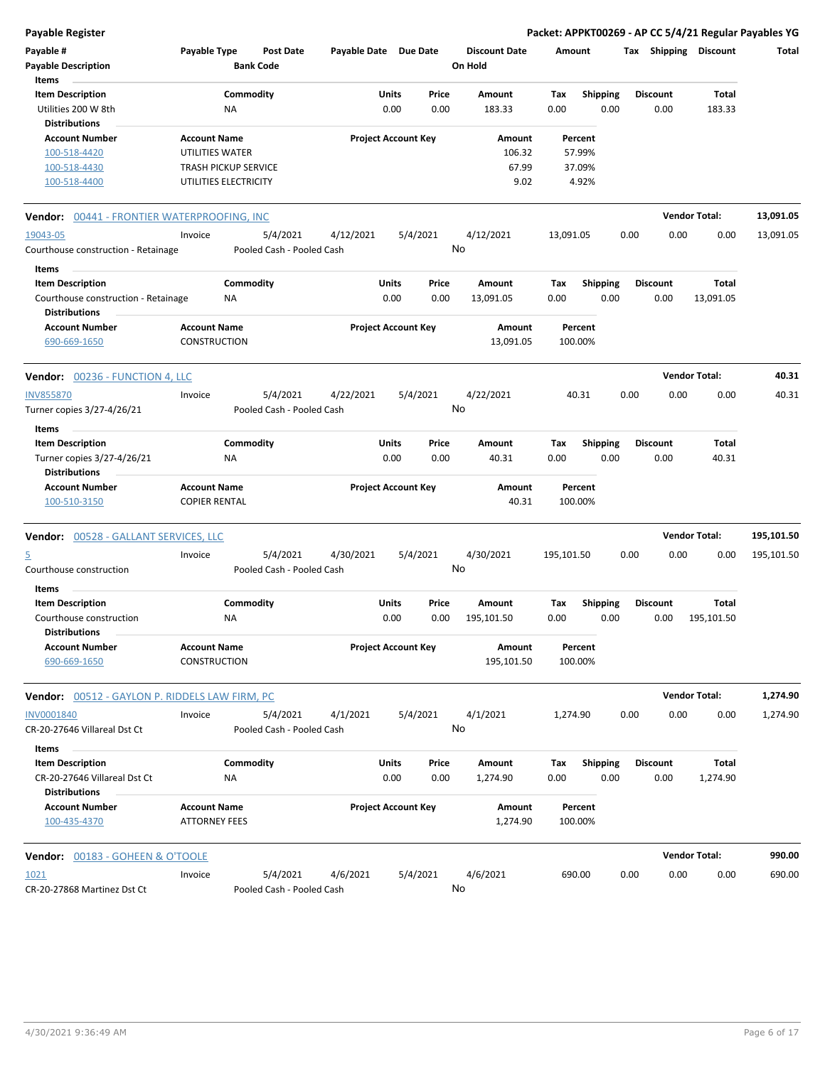**Payable Register** — Packet: APPKT00269 - AP CC 5/4/21 Regular Payables YG

| Payable # / Payable Description | Payable Type | Post Date / Bank Code | Payable Date | Due Date | Discount Date / On Hold | Amount | Tax | Shipping | Discount | Total |
|---|---|---|---|---|---|---|---|---|---|---|

**Items**

| Item Description | Commodity | Units | Price | Amount | Tax | Shipping | Discount | Total |
|---|---|---|---|---|---|---|---|---|
| Utilities 200 W 8th | NA | 0.00 | 0.00 | 183.33 | 0.00 | 0.00 | 0.00 | 183.33 |

**Distributions**

| Account Number | Account Name | Project Account Key | Amount | Percent |
|---|---|---|---|---|
| 100-518-4420 | UTILITIES WATER | | 106.32 | 57.99% |
| 100-518-4430 | TRASH PICKUP SERVICE | | 67.99 | 37.09% |
| 100-518-4400 | UTILITIES ELECTRICITY | | 9.02 | 4.92% |

**Vendor: 00441 - FRONTIER WATERPROOFING, INC** — Vendor Total: 13,091.05

| Payable # | Payable Type | Post Date | Payable Date | Due Date | Discount Date | Amount | Tax | Shipping | Discount | Total |
|---|---|---|---|---|---|---|---|---|---|---|
| 19043-05 | Invoice | 5/4/2021 | 4/12/2021 | 5/4/2021 | 4/12/2021 | 13,091.05 | 0.00 | 0.00 | 0.00 | 13,091.05 |
| Courthouse construction - Retainage | | Pooled Cash - Pooled Cash | | | No | | | | | |

**Items**

| Item Description | Commodity | Units | Price | Amount | Tax | Shipping | Discount | Total |
|---|---|---|---|---|---|---|---|---|
| Courthouse construction - Retainage | NA | 0.00 | 0.00 | 13,091.05 | 0.00 | 0.00 | 0.00 | 13,091.05 |

**Distributions**

| Account Number | Account Name | Project Account Key | Amount | Percent |
|---|---|---|---|---|
| 690-669-1650 | CONSTRUCTION | | 13,091.05 | 100.00% |

**Vendor: 00236 - FUNCTION 4, LLC** — Vendor Total: 40.31

| Payable # | Payable Type | Post Date | Payable Date | Due Date | Discount Date | Amount | Tax | Shipping | Discount | Total |
|---|---|---|---|---|---|---|---|---|---|---|
| INV855870 | Invoice | 5/4/2021 | 4/22/2021 | 5/4/2021 | 4/22/2021 | 40.31 | 0.00 | 0.00 | 0.00 | 40.31 |
| Turner copies 3/27-4/26/21 | | Pooled Cash - Pooled Cash | | | No | | | | | |

**Items**

| Item Description | Commodity | Units | Price | Amount | Tax | Shipping | Discount | Total |
|---|---|---|---|---|---|---|---|---|
| Turner copies 3/27-4/26/21 | NA | 0.00 | 0.00 | 40.31 | 0.00 | 0.00 | 0.00 | 40.31 |

**Distributions**

| Account Number | Account Name | Project Account Key | Amount | Percent |
|---|---|---|---|---|
| 100-510-3150 | COPIER RENTAL | | 40.31 | 100.00% |

**Vendor: 00528 - GALLANT SERVICES, LLC** — Vendor Total: 195,101.50

| Payable # | Payable Type | Post Date | Payable Date | Due Date | Discount Date | Amount | Tax | Shipping | Discount | Total |
|---|---|---|---|---|---|---|---|---|---|---|
| 5 | Invoice | 5/4/2021 | 4/30/2021 | 5/4/2021 | 4/30/2021 | 195,101.50 | 0.00 | 0.00 | 0.00 | 195,101.50 |
| Courthouse construction | | Pooled Cash - Pooled Cash | | | No | | | | | |

**Items**

| Item Description | Commodity | Units | Price | Amount | Tax | Shipping | Discount | Total |
|---|---|---|---|---|---|---|---|---|
| Courthouse construction | NA | 0.00 | 0.00 | 195,101.50 | 0.00 | 0.00 | 0.00 | 195,101.50 |

**Distributions**

| Account Number | Account Name | Project Account Key | Amount | Percent |
|---|---|---|---|---|
| 690-669-1650 | CONSTRUCTION | | 195,101.50 | 100.00% |

**Vendor: 00512 - GAYLON P. RIDDELS LAW FIRM, PC** — Vendor Total: 1,274.90

| Payable # | Payable Type | Post Date | Payable Date | Due Date | Discount Date | Amount | Tax | Shipping | Discount | Total |
|---|---|---|---|---|---|---|---|---|---|---|
| INV0001840 | Invoice | 5/4/2021 | 4/1/2021 | 5/4/2021 | 4/1/2021 | 1,274.90 | 0.00 | 0.00 | 0.00 | 1,274.90 |
| CR-20-27646 Villareal Dst Ct | | Pooled Cash - Pooled Cash | | | No | | | | | |

**Items**

| Item Description | Commodity | Units | Price | Amount | Tax | Shipping | Discount | Total |
|---|---|---|---|---|---|---|---|---|
| CR-20-27646 Villareal Dst Ct | NA | 0.00 | 0.00 | 1,274.90 | 0.00 | 0.00 | 0.00 | 1,274.90 |

**Distributions**

| Account Number | Account Name | Project Account Key | Amount | Percent |
|---|---|---|---|---|
| 100-435-4370 | ATTORNEY FEES | | 1,274.90 | 100.00% |

**Vendor: 00183 - GOHEEN & O'TOOLE** — Vendor Total: 990.00

| Payable # | Payable Type | Post Date | Payable Date | Due Date | Discount Date | Amount | Tax | Shipping | Discount | Total |
|---|---|---|---|---|---|---|---|---|---|---|
| 1021 | Invoice | 5/4/2021 | 4/6/2021 | 5/4/2021 | 4/6/2021 | 690.00 | 0.00 | 0.00 | 0.00 | 690.00 |
| CR-20-27868 Martinez Dst Ct | | Pooled Cash - Pooled Cash | | | No | | | | | |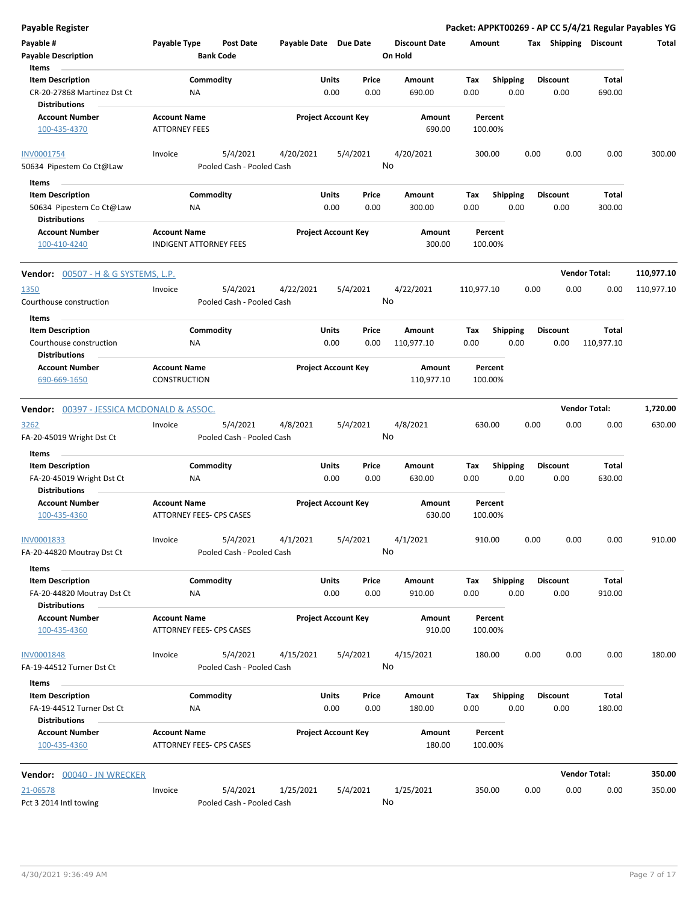**Payable Register** — **Packet: APPKT00269 - AP CC 5/4/21 Regular Payables YG**

| Payable # / Payable Description | Payable Type | Post Date / Bank Code | Payable Date | Due Date | Discount Date / On Hold | Amount | Tax | Shipping | Discount | Total |
|---|---|---|---|---|---|---|---|---|---|---|

**Items**

| Item Description | Commodity | Units | Price | Amount | Tax | Shipping | Discount | Total |
|---|---|---|---|---|---|---|---|---|
| CR-20-27868 Martinez Dst Ct | NA | 0.00 | 0.00 | 690.00 | 0.00 | 0.00 | 0.00 | 690.00 |

**Distributions**

| Account Number | Account Name | Project Account Key | Amount | Percent |
|---|---|---|---|---|
| 100-435-4370 | ATTORNEY FEES | | 690.00 | 100.00% |

| Payable # | Payable Description | Payable Type | Post Date | Bank Code | Payable Date | Due Date | Discount Date | On Hold | Amount | Tax | Shipping | Discount | Total |
|---|---|---|---|---|---|---|---|---|---|---|---|---|---|
| INV0001754 | 50634 Pipestem Co Ct@Law | Invoice | 5/4/2021 | Pooled Cash - Pooled Cash | 4/20/2021 | 5/4/2021 | 4/20/2021 | No | 300.00 | 0.00 | 0.00 | 0.00 | 300.00 |

**Items**

| Item Description | Commodity | Units | Price | Amount | Tax | Shipping | Discount | Total |
|---|---|---|---|---|---|---|---|---|
| 50634 Pipestem Co Ct@Law | NA | 0.00 | 0.00 | 300.00 | 0.00 | 0.00 | 0.00 | 300.00 |

**Distributions**

| Account Number | Account Name | Project Account Key | Amount | Percent |
|---|---|---|---|---|
| 100-410-4240 | INDIGENT ATTORNEY FEES | | 300.00 | 100.00% |

**Vendor: 00507 - H & G SYSTEMS, L.P.** — Vendor Total: **110,977.10**

| Payable # | Payable Description | Payable Type | Post Date | Bank Code | Payable Date | Due Date | Discount Date | On Hold | Amount | Tax | Shipping | Discount | Total |
|---|---|---|---|---|---|---|---|---|---|---|---|---|---|
| 1350 | Courthouse construction | Invoice | 5/4/2021 | Pooled Cash - Pooled Cash | 4/22/2021 | 5/4/2021 | 4/22/2021 | No | 110,977.10 | 0.00 | 0.00 | 0.00 | 110,977.10 |

**Items**

| Item Description | Commodity | Units | Price | Amount | Tax | Shipping | Discount | Total |
|---|---|---|---|---|---|---|---|---|
| Courthouse construction | NA | 0.00 | 0.00 | 110,977.10 | 0.00 | 0.00 | 0.00 | 110,977.10 |

**Distributions**

| Account Number | Account Name | Project Account Key | Amount | Percent |
|---|---|---|---|---|
| 690-669-1650 | CONSTRUCTION | | 110,977.10 | 100.00% |

**Vendor: 00397 - JESSICA MCDONALD & ASSOC.** — Vendor Total: **1,720.00**

| Payable # | Payable Description | Payable Type | Post Date | Bank Code | Payable Date | Due Date | Discount Date | On Hold | Amount | Tax | Shipping | Discount | Total |
|---|---|---|---|---|---|---|---|---|---|---|---|---|---|
| 3262 | FA-20-45019 Wright Dst Ct | Invoice | 5/4/2021 | Pooled Cash - Pooled Cash | 4/8/2021 | 5/4/2021 | 4/8/2021 | No | 630.00 | 0.00 | 0.00 | 0.00 | 630.00 |

**Items**

| Item Description | Commodity | Units | Price | Amount | Tax | Shipping | Discount | Total |
|---|---|---|---|---|---|---|---|---|
| FA-20-45019 Wright Dst Ct | NA | 0.00 | 0.00 | 630.00 | 0.00 | 0.00 | 0.00 | 630.00 |

**Distributions**

| Account Number | Account Name | Project Account Key | Amount | Percent |
|---|---|---|---|---|
| 100-435-4360 | ATTORNEY FEES- CPS CASES | | 630.00 | 100.00% |

| Payable # | Payable Description | Payable Type | Post Date | Bank Code | Payable Date | Due Date | Discount Date | On Hold | Amount | Tax | Shipping | Discount | Total |
|---|---|---|---|---|---|---|---|---|---|---|---|---|---|
| INV0001833 | FA-20-44820 Moutray Dst Ct | Invoice | 5/4/2021 | Pooled Cash - Pooled Cash | 4/1/2021 | 5/4/2021 | 4/1/2021 | No | 910.00 | 0.00 | 0.00 | 0.00 | 910.00 |

**Items**

| Item Description | Commodity | Units | Price | Amount | Tax | Shipping | Discount | Total |
|---|---|---|---|---|---|---|---|---|
| FA-20-44820 Moutray Dst Ct | NA | 0.00 | 0.00 | 910.00 | 0.00 | 0.00 | 0.00 | 910.00 |

**Distributions**

| Account Number | Account Name | Project Account Key | Amount | Percent |
|---|---|---|---|---|
| 100-435-4360 | ATTORNEY FEES- CPS CASES | | 910.00 | 100.00% |

| Payable # | Payable Description | Payable Type | Post Date | Bank Code | Payable Date | Due Date | Discount Date | On Hold | Amount | Tax | Shipping | Discount | Total |
|---|---|---|---|---|---|---|---|---|---|---|---|---|---|
| INV0001848 | FA-19-44512 Turner Dst Ct | Invoice | 5/4/2021 | Pooled Cash - Pooled Cash | 4/15/2021 | 5/4/2021 | 4/15/2021 | No | 180.00 | 0.00 | 0.00 | 0.00 | 180.00 |

**Items**

| Item Description | Commodity | Units | Price | Amount | Tax | Shipping | Discount | Total |
|---|---|---|---|---|---|---|---|---|
| FA-19-44512 Turner Dst Ct | NA | 0.00 | 0.00 | 180.00 | 0.00 | 0.00 | 0.00 | 180.00 |

**Distributions**

| Account Number | Account Name | Project Account Key | Amount | Percent |
|---|---|---|---|---|
| 100-435-4360 | ATTORNEY FEES- CPS CASES | | 180.00 | 100.00% |

**Vendor: 00040 - JN WRECKER** — Vendor Total: **350.00**

| Payable # | Payable Description | Payable Type | Post Date | Bank Code | Payable Date | Due Date | Discount Date | On Hold | Amount | Tax | Shipping | Discount | Total |
|---|---|---|---|---|---|---|---|---|---|---|---|---|---|
| 21-06578 | Pct 3 2014 Intl towing | Invoice | 5/4/2021 | Pooled Cash - Pooled Cash | 1/25/2021 | 5/4/2021 | 1/25/2021 | No | 350.00 | 0.00 | 0.00 | 0.00 | 350.00 |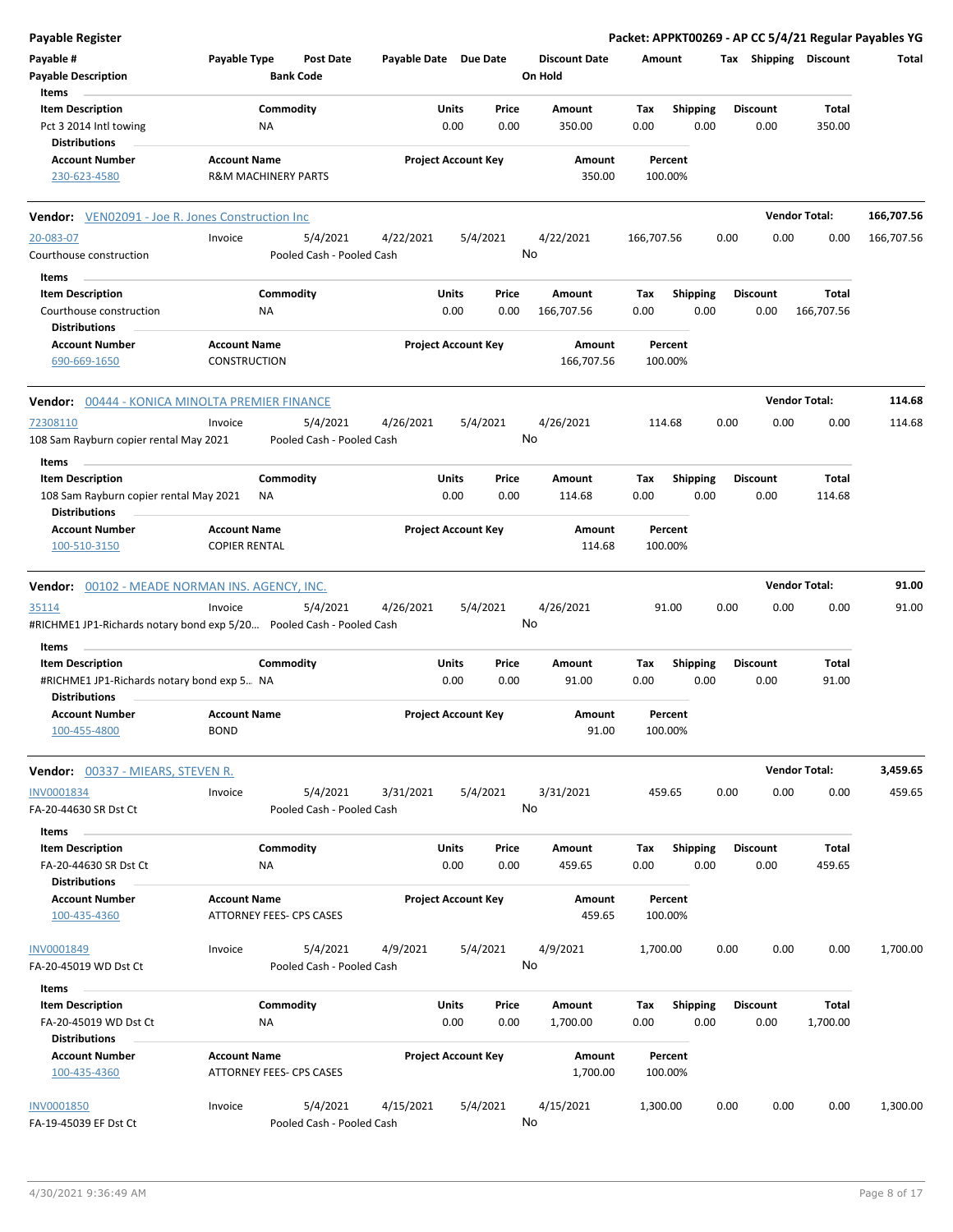**Payable Register** — Packet: APPKT00269 - AP CC 5/4/21 Regular Payables YG

| Payable # / Payable Description | Payable Type | Post Date / Bank Code | Payable Date | Due Date | Discount Date / On Hold | Amount | Tax | Shipping | Discount | Total |
|---|---|---|---|---|---|---|---|---|---|---|

| Item Description | Commodity | Units | Price | Amount | Tax | Shipping | Discount | Total |
|---|---|---|---|---|---|---|---|---|
| Pct 3 2014 Intl towing | NA | 0.00 | 0.00 | 350.00 | 0.00 | 0.00 | 0.00 | 350.00 |

| Account Number | Account Name | Project Account Key | Amount | Percent |
|---|---|---|---|---|
| 230-623-4580 | R&M MACHINERY PARTS | | 350.00 | 100.00% |

**Vendor: VEN02091 - Joe R. Jones Construction Inc** — Vendor Total: 166,707.56

| Payable # | Payable Type | Post Date | Payable Date | Due Date | Discount Date | Amount | Tax | Shipping | Discount | Total |
|---|---|---|---|---|---|---|---|---|---|---|
| 20-083-07 | Invoice | 5/4/2021 | 4/22/2021 | 5/4/2021 | 4/22/2021 | 166,707.56 | 0.00 | 0.00 | 0.00 | 166,707.56 |
| Courthouse construction | | Pooled Cash - Pooled Cash | | | No | | | | | |

| Item Description | Commodity | Units | Price | Amount | Tax | Shipping | Discount | Total |
|---|---|---|---|---|---|---|---|---|
| Courthouse construction | NA | 0.00 | 0.00 | 166,707.56 | 0.00 | 0.00 | 0.00 | 166,707.56 |

| Account Number | Account Name | Project Account Key | Amount | Percent |
|---|---|---|---|---|
| 690-669-1650 | CONSTRUCTION | | 166,707.56 | 100.00% |

**Vendor: 00444 - KONICA MINOLTA PREMIER FINANCE** — Vendor Total: 114.68

| Payable # | Payable Type | Post Date | Payable Date | Due Date | Discount Date | Amount | Tax | Shipping | Discount | Total |
|---|---|---|---|---|---|---|---|---|---|---|
| 72308110 | Invoice | 5/4/2021 | 4/26/2021 | 5/4/2021 | 4/26/2021 | 114.68 | 0.00 | 0.00 | 0.00 | 114.68 |
| 108 Sam Rayburn copier rental May 2021 | | Pooled Cash - Pooled Cash | | | No | | | | | |

| Item Description | Commodity | Units | Price | Amount | Tax | Shipping | Discount | Total |
|---|---|---|---|---|---|---|---|---|
| 108 Sam Rayburn copier rental May 2021 | NA | 0.00 | 0.00 | 114.68 | 0.00 | 0.00 | 0.00 | 114.68 |

| Account Number | Account Name | Project Account Key | Amount | Percent |
|---|---|---|---|---|
| 100-510-3150 | COPIER RENTAL | | 114.68 | 100.00% |

**Vendor: 00102 - MEADE NORMAN INS. AGENCY, INC.** — Vendor Total: 91.00

| Payable # | Payable Type | Post Date | Payable Date | Due Date | Discount Date | Amount | Tax | Shipping | Discount | Total |
|---|---|---|---|---|---|---|---|---|---|---|
| 35114 | Invoice | 5/4/2021 | 4/26/2021 | 5/4/2021 | 4/26/2021 | 91.00 | 0.00 | 0.00 | 0.00 | 91.00 |
| #RICHME1 JP1-Richards notary bond exp 5/20... | | Pooled Cash - Pooled Cash | | | No | | | | | |

| Item Description | Commodity | Units | Price | Amount | Tax | Shipping | Discount | Total |
|---|---|---|---|---|---|---|---|---|
| #RICHME1 JP1-Richards notary bond exp 5... | NA | 0.00 | 0.00 | 91.00 | 0.00 | 0.00 | 0.00 | 91.00 |

| Account Number | Account Name | Project Account Key | Amount | Percent |
|---|---|---|---|---|
| 100-455-4800 | BOND | | 91.00 | 100.00% |

**Vendor: 00337 - MIEARS, STEVEN R.** — Vendor Total: 3,459.65

| Payable # | Payable Type | Post Date | Payable Date | Due Date | Discount Date | Amount | Tax | Shipping | Discount | Total |
|---|---|---|---|---|---|---|---|---|---|---|
| INV0001834 | Invoice | 5/4/2021 | 3/31/2021 | 5/4/2021 | 3/31/2021 | 459.65 | 0.00 | 0.00 | 0.00 | 459.65 |
| FA-20-44630 SR Dst Ct | | Pooled Cash - Pooled Cash | | | No | | | | | |

| Item Description | Commodity | Units | Price | Amount | Tax | Shipping | Discount | Total |
|---|---|---|---|---|---|---|---|---|
| FA-20-44630 SR Dst Ct | NA | 0.00 | 0.00 | 459.65 | 0.00 | 0.00 | 0.00 | 459.65 |

| Account Number | Account Name | Project Account Key | Amount | Percent |
|---|---|---|---|---|
| 100-435-4360 | ATTORNEY FEES- CPS CASES | | 459.65 | 100.00% |

| Payable # | Payable Type | Post Date | Payable Date | Due Date | Discount Date | Amount | Tax | Shipping | Discount | Total |
|---|---|---|---|---|---|---|---|---|---|---|
| INV0001849 | Invoice | 5/4/2021 | 4/9/2021 | 5/4/2021 | 4/9/2021 | 1,700.00 | 0.00 | 0.00 | 0.00 | 1,700.00 |
| FA-20-45019 WD Dst Ct | | Pooled Cash - Pooled Cash | | | No | | | | | |

| Item Description | Commodity | Units | Price | Amount | Tax | Shipping | Discount | Total |
|---|---|---|---|---|---|---|---|---|
| FA-20-45019 WD Dst Ct | NA | 0.00 | 0.00 | 1,700.00 | 0.00 | 0.00 | 0.00 | 1,700.00 |

| Account Number | Account Name | Project Account Key | Amount | Percent |
|---|---|---|---|---|
| 100-435-4360 | ATTORNEY FEES- CPS CASES | | 1,700.00 | 100.00% |

| Payable # | Payable Type | Post Date | Payable Date | Due Date | Discount Date | Amount | Tax | Shipping | Discount | Total |
|---|---|---|---|---|---|---|---|---|---|---|
| INV0001850 | Invoice | 5/4/2021 | 4/15/2021 | 5/4/2021 | 4/15/2021 | 1,300.00 | 0.00 | 0.00 | 0.00 | 1,300.00 |
| FA-19-45039 EF Dst Ct | | Pooled Cash - Pooled Cash | | | No | | | | | |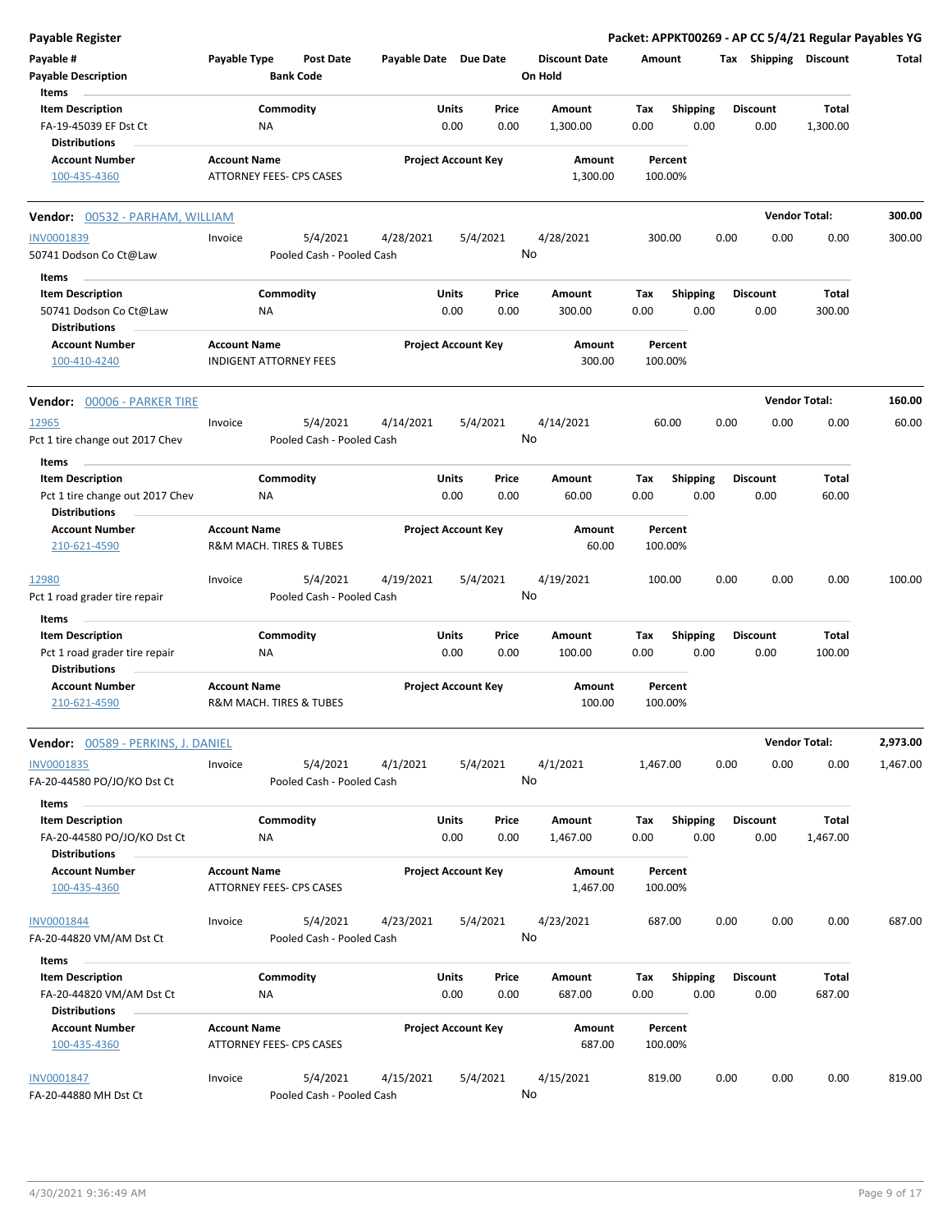**Payable Register** — **Packet: APPKT00269 - AP CC 5/4/21 Regular Payables YG**

| Payable # | Payable Type | Post Date | Payable Date | Due Date | Discount Date | Amount | Tax | Shipping | Discount | Total |
|---|---|---|---|---|---|---|---|---|---|---|
| Payable Description | | Bank Code | | | On Hold | | | | | |

Items

| Item Description | Commodity | Units | Price | Amount | Tax | Shipping | Discount | Total |
|---|---|---|---|---|---|---|---|---|
| FA-19-45039 EF Dst Ct | NA | 0.00 | 0.00 | 1,300.00 | 0.00 | 0.00 | 0.00 | 1,300.00 |

Distributions

| Account Number | Account Name | Project Account Key | Amount | Percent |
|---|---|---|---|---|
| 100-435-4360 | ATTORNEY FEES- CPS CASES | | 1,300.00 | 100.00% |

---

**Vendor: 00532 - PARHAM, WILLIAM** — **Vendor Total: 300.00**

| Payable # | Payable Type | Post Date | Payable Date | Due Date | Discount Date | Amount | Tax | Shipping | Discount | Total |
|---|---|---|---|---|---|---|---|---|---|---|
| INV0001839 | Invoice | 5/4/2021 | 4/28/2021 | 5/4/2021 | 4/28/2021 | 300.00 | 0.00 | 0.00 | 0.00 | 300.00 |
| 50741 Dodson Co Ct@Law | | Pooled Cash - Pooled Cash | | | No | | | | | |

Items

| Item Description | Commodity | Units | Price | Amount | Tax | Shipping | Discount | Total |
|---|---|---|---|---|---|---|---|---|
| 50741 Dodson Co Ct@Law | NA | 0.00 | 0.00 | 300.00 | 0.00 | 0.00 | 0.00 | 300.00 |

Distributions

| Account Number | Account Name | Project Account Key | Amount | Percent |
|---|---|---|---|---|
| 100-410-4240 | INDIGENT ATTORNEY FEES | | 300.00 | 100.00% |

---

**Vendor: 00006 - PARKER TIRE** — **Vendor Total: 160.00**

| Payable # | Payable Type | Post Date | Payable Date | Due Date | Discount Date | Amount | Tax | Shipping | Discount | Total |
|---|---|---|---|---|---|---|---|---|---|---|
| 12965 | Invoice | 5/4/2021 | 4/14/2021 | 5/4/2021 | 4/14/2021 | 60.00 | 0.00 | 0.00 | 0.00 | 60.00 |
| Pct 1 tire change out 2017 Chev | | Pooled Cash - Pooled Cash | | | No | | | | | |

Items

| Item Description | Commodity | Units | Price | Amount | Tax | Shipping | Discount | Total |
|---|---|---|---|---|---|---|---|---|
| Pct 1 tire change out 2017 Chev | NA | 0.00 | 0.00 | 60.00 | 0.00 | 0.00 | 0.00 | 60.00 |

Distributions

| Account Number | Account Name | Project Account Key | Amount | Percent |
|---|---|---|---|---|
| 210-621-4590 | R&M MACH. TIRES & TUBES | | 60.00 | 100.00% |

| Payable # | Payable Type | Post Date | Payable Date | Due Date | Discount Date | Amount | Tax | Shipping | Discount | Total |
|---|---|---|---|---|---|---|---|---|---|---|
| 12980 | Invoice | 5/4/2021 | 4/19/2021 | 5/4/2021 | 4/19/2021 | 100.00 | 0.00 | 0.00 | 0.00 | 100.00 |
| Pct 1 road grader tire repair | | Pooled Cash - Pooled Cash | | | No | | | | | |

Items

| Item Description | Commodity | Units | Price | Amount | Tax | Shipping | Discount | Total |
|---|---|---|---|---|---|---|---|---|
| Pct 1 road grader tire repair | NA | 0.00 | 0.00 | 100.00 | 0.00 | 0.00 | 0.00 | 100.00 |

Distributions

| Account Number | Account Name | Project Account Key | Amount | Percent |
|---|---|---|---|---|
| 210-621-4590 | R&M MACH. TIRES & TUBES | | 100.00 | 100.00% |

---

**Vendor: 00589 - PERKINS, J. DANIEL** — **Vendor Total: 2,973.00**

| Payable # | Payable Type | Post Date | Payable Date | Due Date | Discount Date | Amount | Tax | Shipping | Discount | Total |
|---|---|---|---|---|---|---|---|---|---|---|
| INV0001835 | Invoice | 5/4/2021 | 4/1/2021 | 5/4/2021 | 4/1/2021 | 1,467.00 | 0.00 | 0.00 | 0.00 | 1,467.00 |
| FA-20-44580 PO/JO/KO Dst Ct | | Pooled Cash - Pooled Cash | | | No | | | | | |

Items

| Item Description | Commodity | Units | Price | Amount | Tax | Shipping | Discount | Total |
|---|---|---|---|---|---|---|---|---|
| FA-20-44580 PO/JO/KO Dst Ct | NA | 0.00 | 0.00 | 1,467.00 | 0.00 | 0.00 | 0.00 | 1,467.00 |

Distributions

| Account Number | Account Name | Project Account Key | Amount | Percent |
|---|---|---|---|---|
| 100-435-4360 | ATTORNEY FEES- CPS CASES | | 1,467.00 | 100.00% |

| Payable # | Payable Type | Post Date | Payable Date | Due Date | Discount Date | Amount | Tax | Shipping | Discount | Total |
|---|---|---|---|---|---|---|---|---|---|---|
| INV0001844 | Invoice | 5/4/2021 | 4/23/2021 | 5/4/2021 | 4/23/2021 | 687.00 | 0.00 | 0.00 | 0.00 | 687.00 |
| FA-20-44820 VM/AM Dst Ct | | Pooled Cash - Pooled Cash | | | No | | | | | |

Items

| Item Description | Commodity | Units | Price | Amount | Tax | Shipping | Discount | Total |
|---|---|---|---|---|---|---|---|---|
| FA-20-44820 VM/AM Dst Ct | NA | 0.00 | 0.00 | 687.00 | 0.00 | 0.00 | 0.00 | 687.00 |

Distributions

| Account Number | Account Name | Project Account Key | Amount | Percent |
|---|---|---|---|---|
| 100-435-4360 | ATTORNEY FEES- CPS CASES | | 687.00 | 100.00% |

| Payable # | Payable Type | Post Date | Payable Date | Due Date | Discount Date | Amount | Tax | Shipping | Discount | Total |
|---|---|---|---|---|---|---|---|---|---|---|
| INV0001847 | Invoice | 5/4/2021 | 4/15/2021 | 5/4/2021 | 4/15/2021 | 819.00 | 0.00 | 0.00 | 0.00 | 819.00 |
| FA-20-44880 MH Dst Ct | | Pooled Cash - Pooled Cash | | | No | | | | | |

4/30/2021 9:36:49 AM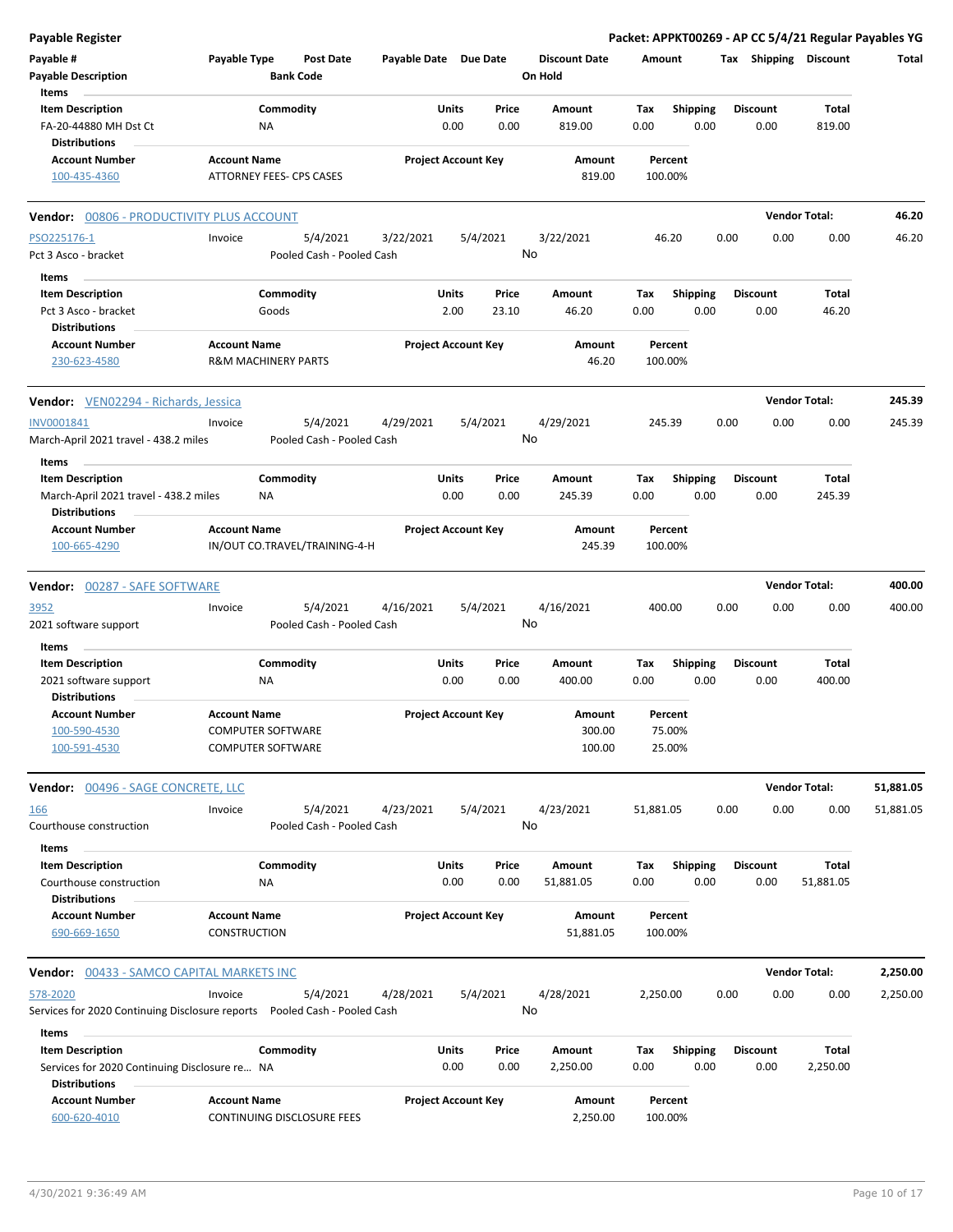**Payable Register** — **Packet: APPKT00269 - AP CC 5/4/21 Regular Payables YG**

| Payable # | Payable Type | Post Date | Payable Date | Due Date | Discount Date | Amount | Tax | Shipping | Discount | Total |
|---|---|---|---|---|---|---|---|---|---|---|
| Payable Description | | Bank Code | | | On Hold | | | | | |

**Items**

| Item Description | Commodity | Units | Price | Amount | Tax | Shipping | Discount | Total |
|---|---|---|---|---|---|---|---|---|
| FA-20-44880 MH Dst Ct | NA | 0.00 | 0.00 | 819.00 | 0.00 | 0.00 | 0.00 | 819.00 |

**Distributions**

| Account Number | Account Name | Project Account Key | Amount | Percent |
|---|---|---|---|---|
| 100-435-4360 | ATTORNEY FEES- CPS CASES | | 819.00 | 100.00% |

---

**Vendor:** 00806 - PRODUCTIVITY PLUS ACCOUNT — **Vendor Total:** 46.20

| Payable # | Payable Type | Post Date | Payable Date | Due Date | Discount Date | Amount | Tax | Shipping | Discount | Total |
|---|---|---|---|---|---|---|---|---|---|---|
| PSO225176-1 | Invoice | 5/4/2021 | 3/22/2021 | 5/4/2021 | 3/22/2021 | 46.20 | 0.00 | 0.00 | 0.00 | 46.20 |
| Pct 3 Asco - bracket | | Pooled Cash - Pooled Cash | | | No | | | | | |

**Items**

| Item Description | Commodity | Units | Price | Amount | Tax | Shipping | Discount | Total |
|---|---|---|---|---|---|---|---|---|
| Pct 3 Asco - bracket | Goods | 2.00 | 23.10 | 46.20 | 0.00 | 0.00 | 0.00 | 46.20 |

**Distributions**

| Account Number | Account Name | Project Account Key | Amount | Percent |
|---|---|---|---|---|
| 230-623-4580 | R&M MACHINERY PARTS | | 46.20 | 100.00% |

---

**Vendor:** VEN02294 - Richards, Jessica — **Vendor Total:** 245.39

| Payable # | Payable Type | Post Date | Payable Date | Due Date | Discount Date | Amount | Tax | Shipping | Discount | Total |
|---|---|---|---|---|---|---|---|---|---|---|
| INV0001841 | Invoice | 5/4/2021 | 4/29/2021 | 5/4/2021 | 4/29/2021 | 245.39 | 0.00 | 0.00 | 0.00 | 245.39 |
| March-April 2021 travel - 438.2 miles | | Pooled Cash - Pooled Cash | | | No | | | | | |

**Items**

| Item Description | Commodity | Units | Price | Amount | Tax | Shipping | Discount | Total |
|---|---|---|---|---|---|---|---|---|
| March-April 2021 travel - 438.2 miles | NA | 0.00 | 0.00 | 245.39 | 0.00 | 0.00 | 0.00 | 245.39 |

**Distributions**

| Account Number | Account Name | Project Account Key | Amount | Percent |
|---|---|---|---|---|
| 100-665-4290 | IN/OUT CO.TRAVEL/TRAINING-4-H | | 245.39 | 100.00% |

---

**Vendor:** 00287 - SAFE SOFTWARE — **Vendor Total:** 400.00

| Payable # | Payable Type | Post Date | Payable Date | Due Date | Discount Date | Amount | Tax | Shipping | Discount | Total |
|---|---|---|---|---|---|---|---|---|---|---|
| 3952 | Invoice | 5/4/2021 | 4/16/2021 | 5/4/2021 | 4/16/2021 | 400.00 | 0.00 | 0.00 | 0.00 | 400.00 |
| 2021 software support | | Pooled Cash - Pooled Cash | | | No | | | | | |

**Items**

| Item Description | Commodity | Units | Price | Amount | Tax | Shipping | Discount | Total |
|---|---|---|---|---|---|---|---|---|
| 2021 software support | NA | 0.00 | 0.00 | 400.00 | 0.00 | 0.00 | 0.00 | 400.00 |

**Distributions**

| Account Number | Account Name | Project Account Key | Amount | Percent |
|---|---|---|---|---|
| 100-590-4530 | COMPUTER SOFTWARE | | 300.00 | 75.00% |
| 100-591-4530 | COMPUTER SOFTWARE | | 100.00 | 25.00% |

---

**Vendor:** 00496 - SAGE CONCRETE, LLC — **Vendor Total:** 51,881.05

| Payable # | Payable Type | Post Date | Payable Date | Due Date | Discount Date | Amount | Tax | Shipping | Discount | Total |
|---|---|---|---|---|---|---|---|---|---|---|
| 166 | Invoice | 5/4/2021 | 4/23/2021 | 5/4/2021 | 4/23/2021 | 51,881.05 | 0.00 | 0.00 | 0.00 | 51,881.05 |
| Courthouse construction | | Pooled Cash - Pooled Cash | | | No | | | | | |

**Items**

| Item Description | Commodity | Units | Price | Amount | Tax | Shipping | Discount | Total |
|---|---|---|---|---|---|---|---|---|
| Courthouse construction | NA | 0.00 | 0.00 | 51,881.05 | 0.00 | 0.00 | 0.00 | 51,881.05 |

**Distributions**

| Account Number | Account Name | Project Account Key | Amount | Percent |
|---|---|---|---|---|
| 690-669-1650 | CONSTRUCTION | | 51,881.05 | 100.00% |

---

**Vendor:** 00433 - SAMCO CAPITAL MARKETS INC — **Vendor Total:** 2,250.00

| Payable # | Payable Type | Post Date | Payable Date | Due Date | Discount Date | Amount | Tax | Shipping | Discount | Total |
|---|---|---|---|---|---|---|---|---|---|---|
| 578-2020 | Invoice | 5/4/2021 | 4/28/2021 | 5/4/2021 | 4/28/2021 | 2,250.00 | 0.00 | 0.00 | 0.00 | 2,250.00 |
| Services for 2020 Continuing Disclosure reports | | Pooled Cash - Pooled Cash | | | No | | | | | |

**Items**

| Item Description | Commodity | Units | Price | Amount | Tax | Shipping | Discount | Total |
|---|---|---|---|---|---|---|---|---|
| Services for 2020 Continuing Disclosure re... | NA | 0.00 | 0.00 | 2,250.00 | 0.00 | 0.00 | 0.00 | 2,250.00 |

**Distributions**

| Account Number | Account Name | Project Account Key | Amount | Percent |
|---|---|---|---|---|
| 600-620-4010 | CONTINUING DISCLOSURE FEES | | 2,250.00 | 100.00% |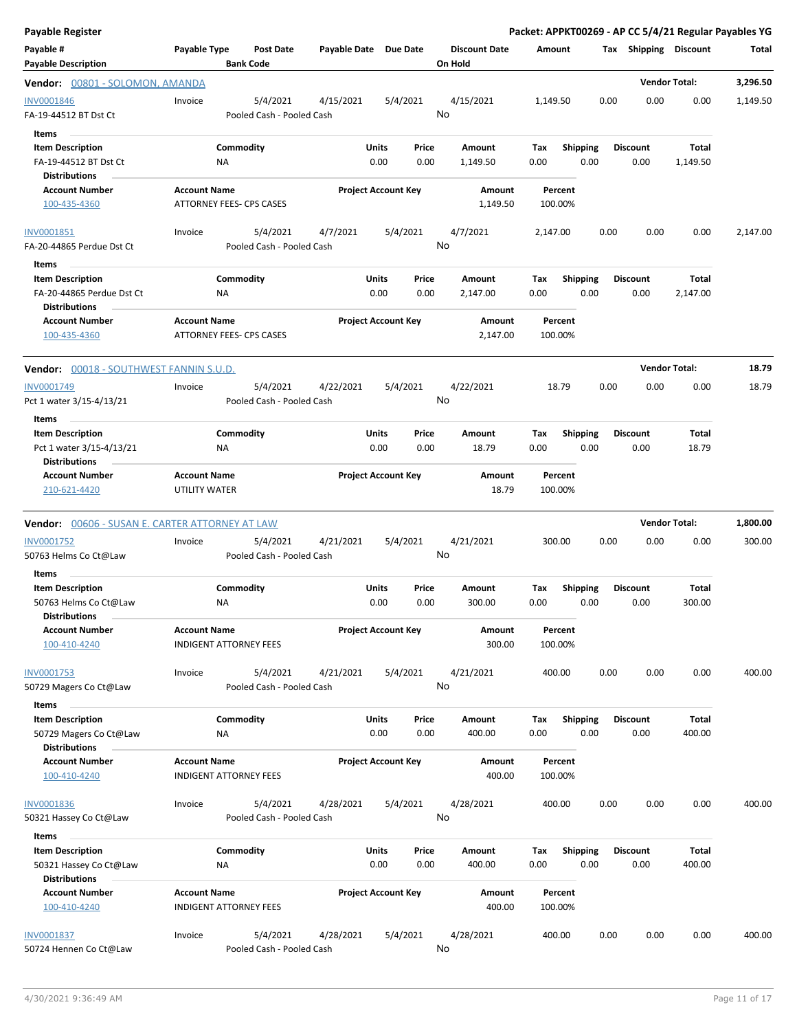**Payable Register** — Packet: APPKT00269 - AP CC 5/4/21 Regular Payables YG

| Payable # / Payable Description | Payable Type | Post Date / Bank Code | Payable Date | Due Date | Discount Date / On Hold | Amount | Tax | Shipping | Discount | Total |
|---|---|---|---|---|---|---|---|---|---|---|

**Vendor: 00801 - SOLOMON, AMANDA** — Vendor Total: 3,296.50

| Payable # | Payable Type | Post Date | Payable Date | Due Date | Discount Date | Amount | Tax | Shipping | Discount | Total |
|---|---|---|---|---|---|---|---|---|---|---|
| INV0001846 | Invoice | 5/4/2021 | 4/15/2021 | 5/4/2021 | 4/15/2021 | 1,149.50 | 0.00 | 0.00 | 0.00 | 1,149.50 |
| FA-19-44512 BT Dst Ct | | Pooled Cash - Pooled Cash | | | No | | | | | |

Items

| Item Description | Commodity | Units | Price | Amount | Tax | Shipping | Discount | Total |
|---|---|---|---|---|---|---|---|---|
| FA-19-44512 BT Dst Ct | NA | 0.00 | 0.00 | 1,149.50 | 0.00 | 0.00 | 0.00 | 1,149.50 |

Distributions

| Account Number | Account Name | Project Account Key | Amount | Percent |
|---|---|---|---|---|
| 100-435-4360 | ATTORNEY FEES- CPS CASES | | 1,149.50 | 100.00% |

| Payable # | Payable Type | Post Date | Payable Date | Due Date | Discount Date | Amount | Tax | Shipping | Discount | Total |
|---|---|---|---|---|---|---|---|---|---|---|
| INV0001851 | Invoice | 5/4/2021 | 4/7/2021 | 5/4/2021 | 4/7/2021 | 2,147.00 | 0.00 | 0.00 | 0.00 | 2,147.00 |
| FA-20-44865 Perdue Dst Ct | | Pooled Cash - Pooled Cash | | | No | | | | | |

Items

| Item Description | Commodity | Units | Price | Amount | Tax | Shipping | Discount | Total |
|---|---|---|---|---|---|---|---|---|
| FA-20-44865 Perdue Dst Ct | NA | 0.00 | 0.00 | 2,147.00 | 0.00 | 0.00 | 0.00 | 2,147.00 |

Distributions

| Account Number | Account Name | Project Account Key | Amount | Percent |
|---|---|---|---|---|
| 100-435-4360 | ATTORNEY FEES- CPS CASES | | 2,147.00 | 100.00% |

**Vendor: 00018 - SOUTHWEST FANNIN S.U.D.** — Vendor Total: 18.79

| Payable # | Payable Type | Post Date | Payable Date | Due Date | Discount Date | Amount | Tax | Shipping | Discount | Total |
|---|---|---|---|---|---|---|---|---|---|---|
| INV0001749 | Invoice | 5/4/2021 | 4/22/2021 | 5/4/2021 | 4/22/2021 | 18.79 | 0.00 | 0.00 | 0.00 | 18.79 |
| Pct 1 water 3/15-4/13/21 | | Pooled Cash - Pooled Cash | | | No | | | | | |

Items

| Item Description | Commodity | Units | Price | Amount | Tax | Shipping | Discount | Total |
|---|---|---|---|---|---|---|---|---|
| Pct 1 water 3/15-4/13/21 | NA | 0.00 | 0.00 | 18.79 | 0.00 | 0.00 | 0.00 | 18.79 |

Distributions

| Account Number | Account Name | Project Account Key | Amount | Percent |
|---|---|---|---|---|
| 210-621-4420 | UTILITY WATER | | 18.79 | 100.00% |

**Vendor: 00606 - SUSAN E. CARTER ATTORNEY AT LAW** — Vendor Total: 1,800.00

| Payable # | Payable Type | Post Date | Payable Date | Due Date | Discount Date | Amount | Tax | Shipping | Discount | Total |
|---|---|---|---|---|---|---|---|---|---|---|
| INV0001752 | Invoice | 5/4/2021 | 4/21/2021 | 5/4/2021 | 4/21/2021 | 300.00 | 0.00 | 0.00 | 0.00 | 300.00 |
| 50763 Helms Co Ct@Law | | Pooled Cash - Pooled Cash | | | No | | | | | |

Items

| Item Description | Commodity | Units | Price | Amount | Tax | Shipping | Discount | Total |
|---|---|---|---|---|---|---|---|---|
| 50763 Helms Co Ct@Law | NA | 0.00 | 0.00 | 300.00 | 0.00 | 0.00 | 0.00 | 300.00 |

Distributions

| Account Number | Account Name | Project Account Key | Amount | Percent |
|---|---|---|---|---|
| 100-410-4240 | INDIGENT ATTORNEY FEES | | 300.00 | 100.00% |

| Payable # | Payable Type | Post Date | Payable Date | Due Date | Discount Date | Amount | Tax | Shipping | Discount | Total |
|---|---|---|---|---|---|---|---|---|---|---|
| INV0001753 | Invoice | 5/4/2021 | 4/21/2021 | 5/4/2021 | 4/21/2021 | 400.00 | 0.00 | 0.00 | 0.00 | 400.00 |
| 50729 Magers Co Ct@Law | | Pooled Cash - Pooled Cash | | | No | | | | | |

Items

| Item Description | Commodity | Units | Price | Amount | Tax | Shipping | Discount | Total |
|---|---|---|---|---|---|---|---|---|
| 50729 Magers Co Ct@Law | NA | 0.00 | 0.00 | 400.00 | 0.00 | 0.00 | 0.00 | 400.00 |

Distributions

| Account Number | Account Name | Project Account Key | Amount | Percent |
|---|---|---|---|---|
| 100-410-4240 | INDIGENT ATTORNEY FEES | | 400.00 | 100.00% |

| Payable # | Payable Type | Post Date | Payable Date | Due Date | Discount Date | Amount | Tax | Shipping | Discount | Total |
|---|---|---|---|---|---|---|---|---|---|---|
| INV0001836 | Invoice | 5/4/2021 | 4/28/2021 | 5/4/2021 | 4/28/2021 | 400.00 | 0.00 | 0.00 | 0.00 | 400.00 |
| 50321 Hassey Co Ct@Law | | Pooled Cash - Pooled Cash | | | No | | | | | |

Items

| Item Description | Commodity | Units | Price | Amount | Tax | Shipping | Discount | Total |
|---|---|---|---|---|---|---|---|---|
| 50321 Hassey Co Ct@Law | NA | 0.00 | 0.00 | 400.00 | 0.00 | 0.00 | 0.00 | 400.00 |

Distributions

| Account Number | Account Name | Project Account Key | Amount | Percent |
|---|---|---|---|---|
| 100-410-4240 | INDIGENT ATTORNEY FEES | | 400.00 | 100.00% |

| Payable # | Payable Type | Post Date | Payable Date | Due Date | Discount Date | Amount | Tax | Shipping | Discount | Total |
|---|---|---|---|---|---|---|---|---|---|---|
| INV0001837 | Invoice | 5/4/2021 | 4/28/2021 | 5/4/2021 | 4/28/2021 | 400.00 | 0.00 | 0.00 | 0.00 | 400.00 |
| 50724 Hennen Co Ct@Law | | Pooled Cash - Pooled Cash | | | No | | | | | |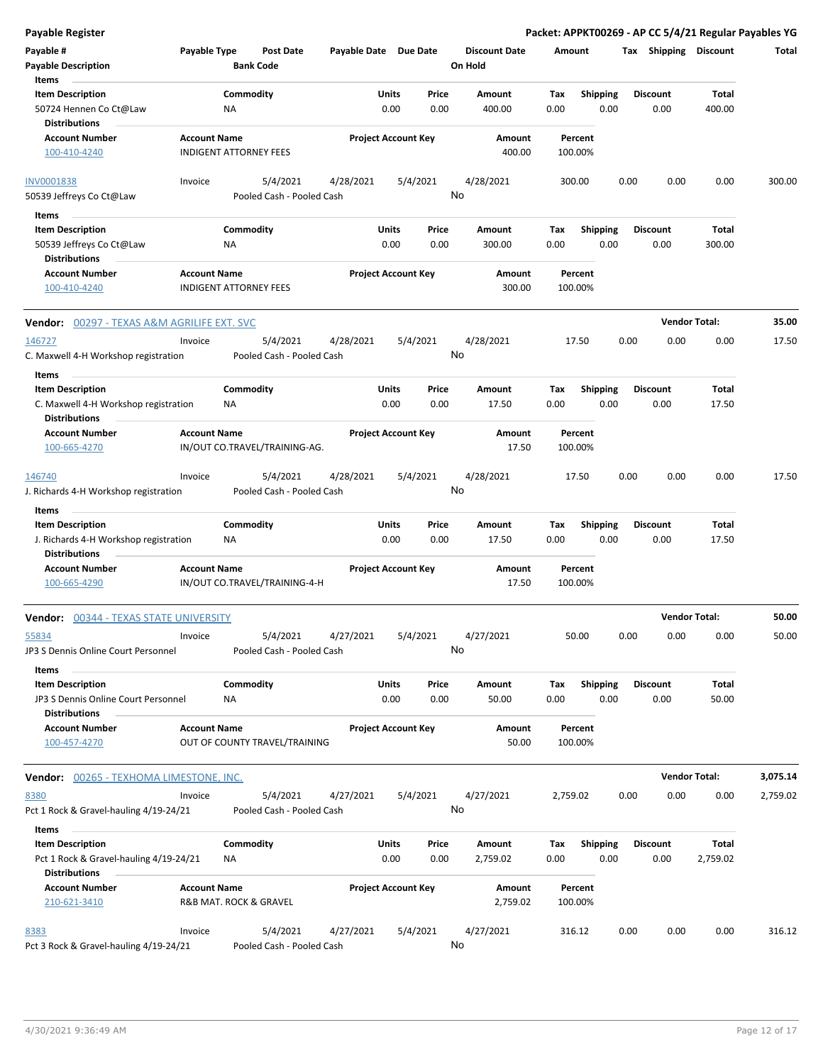**Payable Register** — Packet: APPKT00269 - AP CC 5/4/21 Regular Payables YG

| Payable # | Payable Type | Post Date | Payable Date | Due Date | Discount Date | Amount | Tax | Shipping | Discount | Total |
|---|---|---|---|---|---|---|---|---|---|---|
| Payable Description | | Bank Code | | | On Hold | | | | | |

**Items**

| Item Description | Commodity | Units | Price | Amount | Tax | Shipping | Discount | Total |
|---|---|---|---|---|---|---|---|---|
| 50724 Hennen Co Ct@Law | NA | 0.00 | 0.00 | 400.00 | 0.00 | 0.00 | 0.00 | 400.00 |

**Distributions**

| Account Number | Account Name | Project Account Key | Amount | Percent |
|---|---|---|---|---|
| 100-410-4240 | INDIGENT ATTORNEY FEES | | 400.00 | 100.00% |

| Payable # | Payable Type | Post Date | Payable Date | Due Date | Discount Date | Amount | Tax | Shipping | Discount | Total |
|---|---|---|---|---|---|---|---|---|---|---|
| INV0001838 | Invoice | 5/4/2021 | 4/28/2021 | 5/4/2021 | 4/28/2021 | 300.00 | 0.00 | 0.00 | 0.00 | 300.00 |
| 50539 Jeffreys Co Ct@Law | | Pooled Cash - Pooled Cash | | | No | | | | | |

**Items**

| Item Description | Commodity | Units | Price | Amount | Tax | Shipping | Discount | Total |
|---|---|---|---|---|---|---|---|---|
| 50539 Jeffreys Co Ct@Law | NA | 0.00 | 0.00 | 300.00 | 0.00 | 0.00 | 0.00 | 300.00 |

**Distributions**

| Account Number | Account Name | Project Account Key | Amount | Percent |
|---|---|---|---|---|
| 100-410-4240 | INDIGENT ATTORNEY FEES | | 300.00 | 100.00% |

**Vendor:** 00297 - TEXAS A&M AGRILIFE EXT. SVC — **Vendor Total: 35.00**

| Payable # | Payable Type | Post Date | Payable Date | Due Date | Discount Date | Amount | Tax | Shipping | Discount | Total |
|---|---|---|---|---|---|---|---|---|---|---|
| 146727 | Invoice | 5/4/2021 | 4/28/2021 | 5/4/2021 | 4/28/2021 | 17.50 | 0.00 | 0.00 | 0.00 | 17.50 |
| C. Maxwell 4-H Workshop registration | | Pooled Cash - Pooled Cash | | | No | | | | | |

**Items**

| Item Description | Commodity | Units | Price | Amount | Tax | Shipping | Discount | Total |
|---|---|---|---|---|---|---|---|---|
| C. Maxwell 4-H Workshop registration | NA | 0.00 | 0.00 | 17.50 | 0.00 | 0.00 | 0.00 | 17.50 |

**Distributions**

| Account Number | Account Name | Project Account Key | Amount | Percent |
|---|---|---|---|---|
| 100-665-4270 | IN/OUT CO.TRAVEL/TRAINING-AG. | | 17.50 | 100.00% |

| Payable # | Payable Type | Post Date | Payable Date | Due Date | Discount Date | Amount | Tax | Shipping | Discount | Total |
|---|---|---|---|---|---|---|---|---|---|---|
| 146740 | Invoice | 5/4/2021 | 4/28/2021 | 5/4/2021 | 4/28/2021 | 17.50 | 0.00 | 0.00 | 0.00 | 17.50 |
| J. Richards 4-H Workshop registration | | Pooled Cash - Pooled Cash | | | No | | | | | |

**Items**

| Item Description | Commodity | Units | Price | Amount | Tax | Shipping | Discount | Total |
|---|---|---|---|---|---|---|---|---|
| J. Richards 4-H Workshop registration | NA | 0.00 | 0.00 | 17.50 | 0.00 | 0.00 | 0.00 | 17.50 |

**Distributions**

| Account Number | Account Name | Project Account Key | Amount | Percent |
|---|---|---|---|---|
| 100-665-4290 | IN/OUT CO.TRAVEL/TRAINING-4-H | | 17.50 | 100.00% |

**Vendor:** 00344 - TEXAS STATE UNIVERSITY — **Vendor Total: 50.00**

| Payable # | Payable Type | Post Date | Payable Date | Due Date | Discount Date | Amount | Tax | Shipping | Discount | Total |
|---|---|---|---|---|---|---|---|---|---|---|
| 55834 | Invoice | 5/4/2021 | 4/27/2021 | 5/4/2021 | 4/27/2021 | 50.00 | 0.00 | 0.00 | 0.00 | 50.00 |
| JP3 S Dennis Online Court Personnel | | Pooled Cash - Pooled Cash | | | No | | | | | |

**Items**

| Item Description | Commodity | Units | Price | Amount | Tax | Shipping | Discount | Total |
|---|---|---|---|---|---|---|---|---|
| JP3 S Dennis Online Court Personnel | NA | 0.00 | 0.00 | 50.00 | 0.00 | 0.00 | 0.00 | 50.00 |

**Distributions**

| Account Number | Account Name | Project Account Key | Amount | Percent |
|---|---|---|---|---|
| 100-457-4270 | OUT OF COUNTY TRAVEL/TRAINING | | 50.00 | 100.00% |

**Vendor:** 00265 - TEXHOMA LIMESTONE, INC. — **Vendor Total: 3,075.14**

| Payable # | Payable Type | Post Date | Payable Date | Due Date | Discount Date | Amount | Tax | Shipping | Discount | Total |
|---|---|---|---|---|---|---|---|---|---|---|
| 8380 | Invoice | 5/4/2021 | 4/27/2021 | 5/4/2021 | 4/27/2021 | 2,759.02 | 0.00 | 0.00 | 0.00 | 2,759.02 |
| Pct 1 Rock & Gravel-hauling 4/19-24/21 | | Pooled Cash - Pooled Cash | | | No | | | | | |

**Items**

| Item Description | Commodity | Units | Price | Amount | Tax | Shipping | Discount | Total |
|---|---|---|---|---|---|---|---|---|
| Pct 1 Rock & Gravel-hauling 4/19-24/21 | NA | 0.00 | 0.00 | 2,759.02 | 0.00 | 0.00 | 0.00 | 2,759.02 |

**Distributions**

| Account Number | Account Name | Project Account Key | Amount | Percent |
|---|---|---|---|---|
| 210-621-3410 | R&B MAT. ROCK & GRAVEL | | 2,759.02 | 100.00% |

| Payable # | Payable Type | Post Date | Payable Date | Due Date | Discount Date | Amount | Tax | Shipping | Discount | Total |
|---|---|---|---|---|---|---|---|---|---|---|
| 8383 | Invoice | 5/4/2021 | 4/27/2021 | 5/4/2021 | 4/27/2021 | 316.12 | 0.00 | 0.00 | 0.00 | 316.12 |
| Pct 3 Rock & Gravel-hauling 4/19-24/21 | | Pooled Cash - Pooled Cash | | | No | | | | | |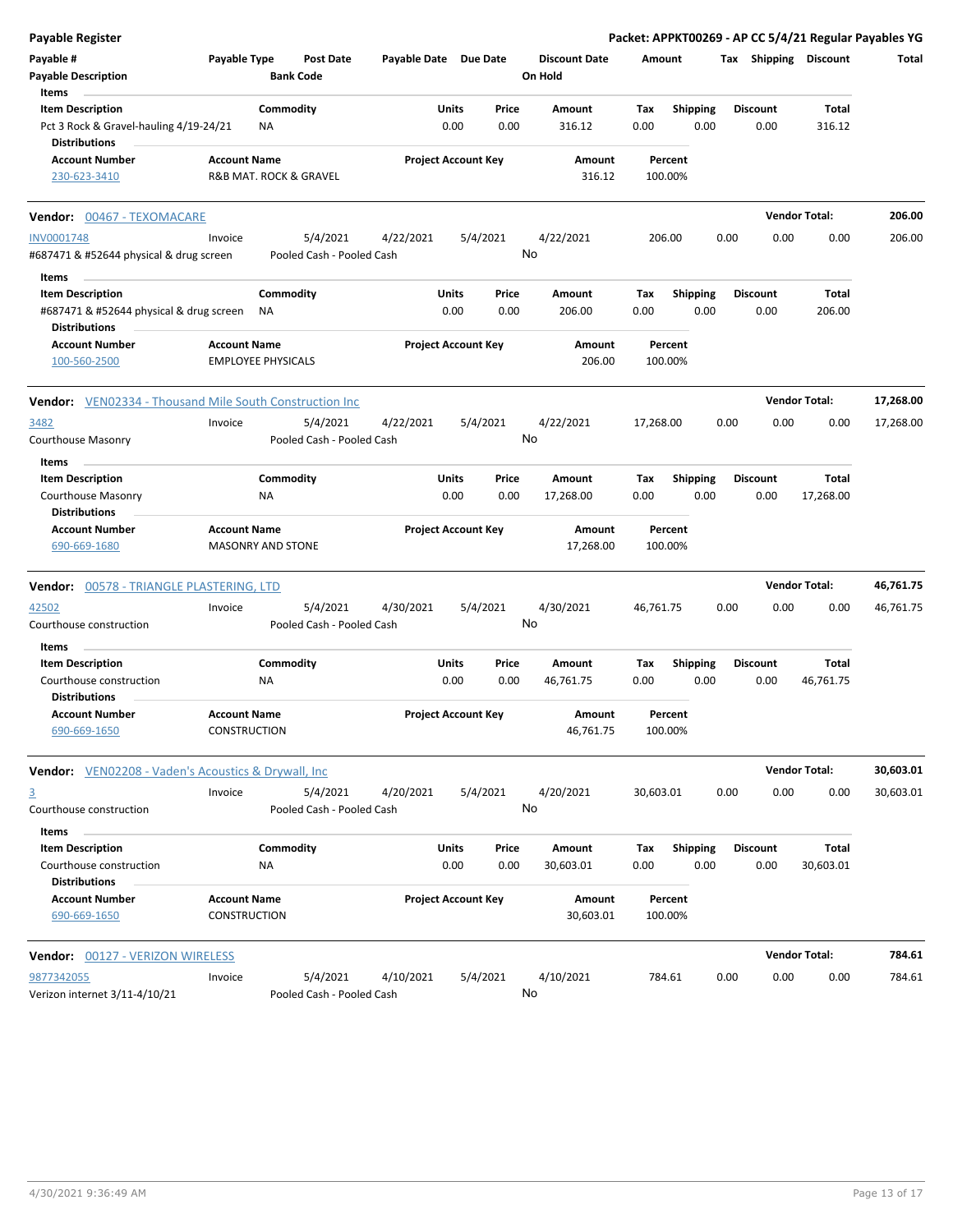**Payable Register** — Packet: APPKT00269 - AP CC 5/4/21 Regular Payables YG

| Payable # / Payable Description | Payable Type | Post Date / Bank Code | Payable Date | Due Date | Discount Date / On Hold | Amount | Tax | Shipping | Discount | Total |
|---|---|---|---|---|---|---|---|---|---|---|

**Items**

| Item Description | Commodity | Units | Price | Amount | Tax | Shipping | Discount | Total |
|---|---|---|---|---|---|---|---|---|
| Pct 3 Rock & Gravel-hauling 4/19-24/21 | NA | 0.00 | 0.00 | 316.12 | 0.00 | 0.00 | 0.00 | 316.12 |

**Distributions**

| Account Number | Account Name | Project Account Key | Amount | Percent |
|---|---|---|---|---|
| 230-623-3410 | R&B MAT. ROCK & GRAVEL | | 316.12 | 100.00% |

---

**Vendor: 00467 - TEXOMACARE** — Vendor Total: **206.00**

| Payable # | Payable Type | Post Date | Payable Date | Due Date | Discount Date | Amount | Tax | Shipping | Discount | Total |
|---|---|---|---|---|---|---|---|---|---|---|
| INV0001748 | Invoice | 5/4/2021 | 4/22/2021 | 5/4/2021 | 4/22/2021 | 206.00 | 0.00 | 0.00 | 0.00 | 206.00 |
| #687471 & #52644 physical & drug screen | | Pooled Cash - Pooled Cash | | | No | | | | | |

**Items**

| Item Description | Commodity | Units | Price | Amount | Tax | Shipping | Discount | Total |
|---|---|---|---|---|---|---|---|---|
| #687471 & #52644 physical & drug screen | NA | 0.00 | 0.00 | 206.00 | 0.00 | 0.00 | 0.00 | 206.00 |

**Distributions**

| Account Number | Account Name | Project Account Key | Amount | Percent |
|---|---|---|---|---|
| 100-560-2500 | EMPLOYEE PHYSICALS | | 206.00 | 100.00% |

---

**Vendor: VEN02334 - Thousand Mile South Construction Inc** — Vendor Total: **17,268.00**

| Payable # | Payable Type | Post Date | Payable Date | Due Date | Discount Date | Amount | Tax | Shipping | Discount | Total |
|---|---|---|---|---|---|---|---|---|---|---|
| 3482 | Invoice | 5/4/2021 | 4/22/2021 | 5/4/2021 | 4/22/2021 | 17,268.00 | 0.00 | 0.00 | 0.00 | 17,268.00 |
| Courthouse Masonry | | Pooled Cash - Pooled Cash | | | No | | | | | |

**Items**

| Item Description | Commodity | Units | Price | Amount | Tax | Shipping | Discount | Total |
|---|---|---|---|---|---|---|---|---|
| Courthouse Masonry | NA | 0.00 | 0.00 | 17,268.00 | 0.00 | 0.00 | 0.00 | 17,268.00 |

**Distributions**

| Account Number | Account Name | Project Account Key | Amount | Percent |
|---|---|---|---|---|
| 690-669-1680 | MASONRY AND STONE | | 17,268.00 | 100.00% |

---

**Vendor: 00578 - TRIANGLE PLASTERING, LTD** — Vendor Total: **46,761.75**

| Payable # | Payable Type | Post Date | Payable Date | Due Date | Discount Date | Amount | Tax | Shipping | Discount | Total |
|---|---|---|---|---|---|---|---|---|---|---|
| 42502 | Invoice | 5/4/2021 | 4/30/2021 | 5/4/2021 | 4/30/2021 | 46,761.75 | 0.00 | 0.00 | 0.00 | 46,761.75 |
| Courthouse construction | | Pooled Cash - Pooled Cash | | | No | | | | | |

**Items**

| Item Description | Commodity | Units | Price | Amount | Tax | Shipping | Discount | Total |
|---|---|---|---|---|---|---|---|---|
| Courthouse construction | NA | 0.00 | 0.00 | 46,761.75 | 0.00 | 0.00 | 0.00 | 46,761.75 |

**Distributions**

| Account Number | Account Name | Project Account Key | Amount | Percent |
|---|---|---|---|---|
| 690-669-1650 | CONSTRUCTION | | 46,761.75 | 100.00% |

---

**Vendor: VEN02208 - Vaden's Acoustics & Drywall, Inc** — Vendor Total: **30,603.01**

| Payable # | Payable Type | Post Date | Payable Date | Due Date | Discount Date | Amount | Tax | Shipping | Discount | Total |
|---|---|---|---|---|---|---|---|---|---|---|
| 3 | Invoice | 5/4/2021 | 4/20/2021 | 5/4/2021 | 4/20/2021 | 30,603.01 | 0.00 | 0.00 | 0.00 | 30,603.01 |
| Courthouse construction | | Pooled Cash - Pooled Cash | | | No | | | | | |

**Items**

| Item Description | Commodity | Units | Price | Amount | Tax | Shipping | Discount | Total |
|---|---|---|---|---|---|---|---|---|
| Courthouse construction | NA | 0.00 | 0.00 | 30,603.01 | 0.00 | 0.00 | 0.00 | 30,603.01 |

**Distributions**

| Account Number | Account Name | Project Account Key | Amount | Percent |
|---|---|---|---|---|
| 690-669-1650 | CONSTRUCTION | | 30,603.01 | 100.00% |

---

**Vendor: 00127 - VERIZON WIRELESS** — Vendor Total: **784.61**

| Payable # | Payable Type | Post Date | Payable Date | Due Date | Discount Date | Amount | Tax | Shipping | Discount | Total |
|---|---|---|---|---|---|---|---|---|---|---|
| 9877342055 | Invoice | 5/4/2021 | 4/10/2021 | 5/4/2021 | 4/10/2021 | 784.61 | 0.00 | 0.00 | 0.00 | 784.61 |
| Verizon internet 3/11-4/10/21 | | Pooled Cash - Pooled Cash | | | No | | | | | |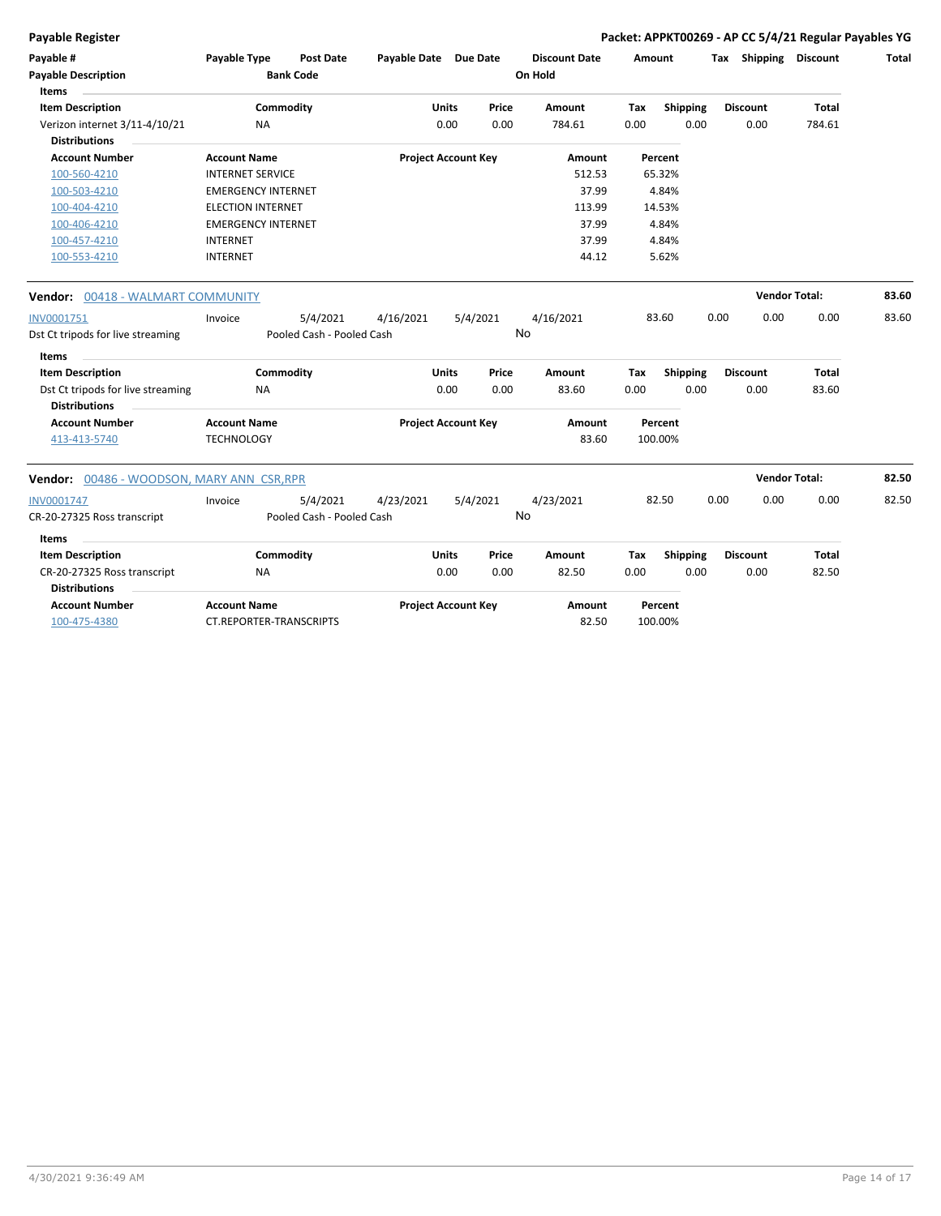**Payable Register** — **Packet: APPKT00269 - AP CC 5/4/21 Regular Payables YG**

| Payable # | Payable Type | Post Date | Payable Date | Due Date | Discount Date | Amount | Tax | Shipping | Discount | Total |
|---|---|---|---|---|---|---|---|---|---|---|
| **Payable Description** | | **Bank Code** | | | **On Hold** | | | | | |

**Items**

| Item Description | Commodity | Units | Price | Amount | Tax | Shipping | Discount | Total |
|---|---|---|---|---|---|---|---|---|
| Verizon internet 3/11-4/10/21 | NA | 0.00 | 0.00 | 784.61 | 0.00 | 0.00 | 0.00 | 784.61 |

**Distributions**

| Account Number | Account Name | Project Account Key | Amount | Percent |
|---|---|---|---|---|
| 100-560-4210 | INTERNET SERVICE | | 512.53 | 65.32% |
| 100-503-4210 | EMERGENCY INTERNET | | 37.99 | 4.84% |
| 100-404-4210 | ELECTION INTERNET | | 113.99 | 14.53% |
| 100-406-4210 | EMERGENCY INTERNET | | 37.99 | 4.84% |
| 100-457-4210 | INTERNET | | 37.99 | 4.84% |
| 100-553-4210 | INTERNET | | 44.12 | 5.62% |

**Vendor:** 00418 - WALMART COMMUNITY — **Vendor Total: 83.60**

| Payable # | Payable Type | Post Date | Payable Date | Due Date | Discount Date | Amount | Tax | Shipping | Discount | Total |
|---|---|---|---|---|---|---|---|---|---|---|
| INV0001751 | Invoice | 5/4/2021 | 4/16/2021 | 5/4/2021 | 4/16/2021 | 83.60 | 0.00 | 0.00 | 0.00 | 83.60 |
| Dst Ct tripods for live streaming | | Pooled Cash - Pooled Cash | | | No | | | | | |

**Items**

| Item Description | Commodity | Units | Price | Amount | Tax | Shipping | Discount | Total |
|---|---|---|---|---|---|---|---|---|
| Dst Ct tripods for live streaming | NA | 0.00 | 0.00 | 83.60 | 0.00 | 0.00 | 0.00 | 83.60 |

**Distributions**

| Account Number | Account Name | Project Account Key | Amount | Percent |
|---|---|---|---|---|
| 413-413-5740 | TECHNOLOGY | | 83.60 | 100.00% |

**Vendor:** 00486 - WOODSON, MARY ANN CSR,RPR — **Vendor Total: 82.50**

| Payable # | Payable Type | Post Date | Payable Date | Due Date | Discount Date | Amount | Tax | Shipping | Discount | Total |
|---|---|---|---|---|---|---|---|---|---|---|
| INV0001747 | Invoice | 5/4/2021 | 4/23/2021 | 5/4/2021 | 4/23/2021 | 82.50 | 0.00 | 0.00 | 0.00 | 82.50 |
| CR-20-27325 Ross transcript | | Pooled Cash - Pooled Cash | | | No | | | | | |

**Items**

| Item Description | Commodity | Units | Price | Amount | Tax | Shipping | Discount | Total |
|---|---|---|---|---|---|---|---|---|
| CR-20-27325 Ross transcript | NA | 0.00 | 0.00 | 82.50 | 0.00 | 0.00 | 0.00 | 82.50 |

**Distributions**

| Account Number | Account Name | Project Account Key | Amount | Percent |
|---|---|---|---|---|
| 100-475-4380 | CT.REPORTER-TRANSCRIPTS | | 82.50 | 100.00% |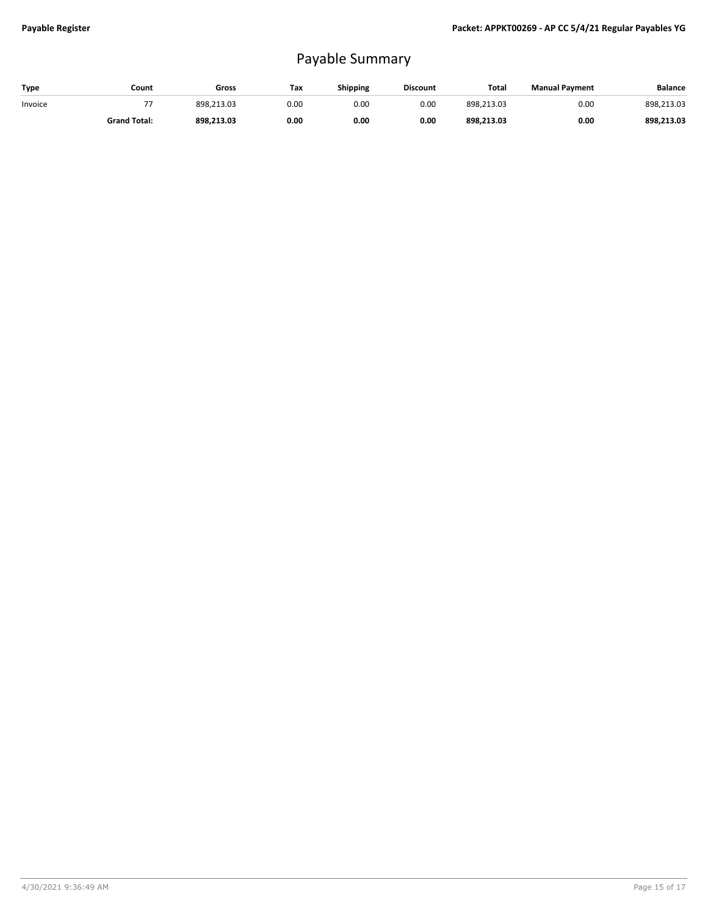# Payable Summary

| Type | Count | Gross | Tax | Shipping | Discount | Total | Manual Payment | Balance |
|---|---|---|---|---|---|---|---|---|
| Invoice | 77 | 898,213.03 | 0.00 | 0.00 | 0.00 | 898,213.03 | 0.00 | 898,213.03 |
| | **Grand Total:** | **898,213.03** | **0.00** | **0.00** | **0.00** | **898,213.03** | **0.00** | **898,213.03** |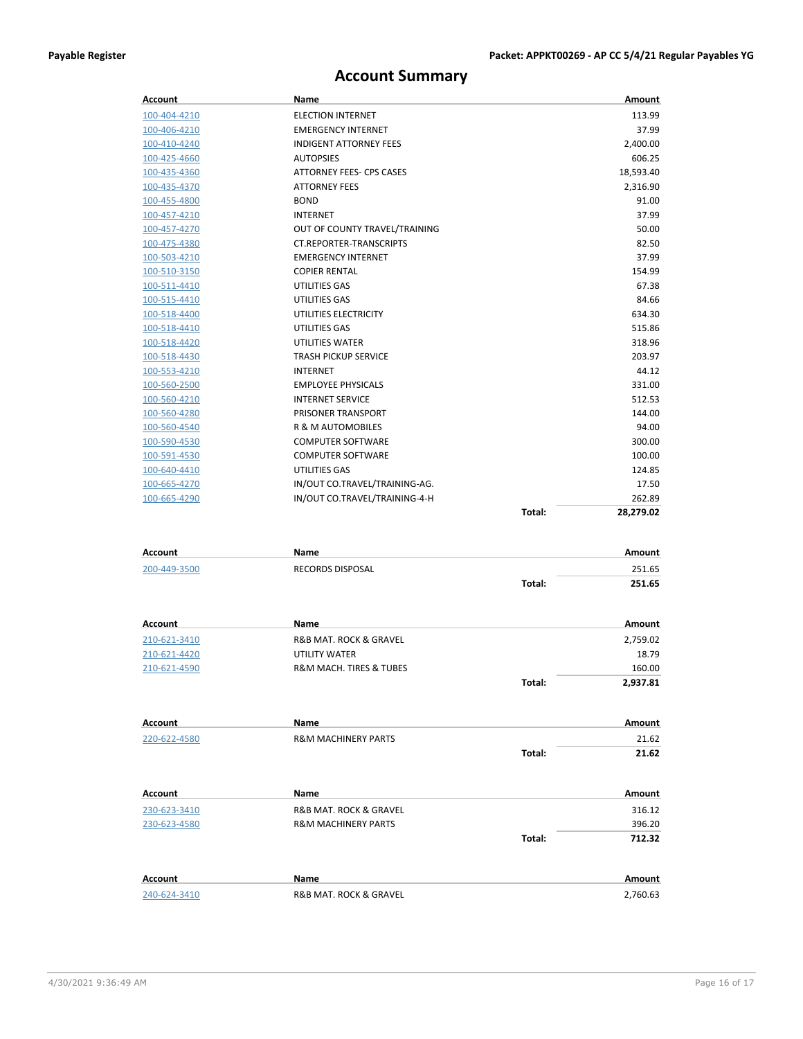# Account Summary

| Account | Name | | Amount |
|---|---|---|---|
| 100-404-4210 | ELECTION INTERNET | | 113.99 |
| 100-406-4210 | EMERGENCY INTERNET | | 37.99 |
| 100-410-4240 | INDIGENT ATTORNEY FEES | | 2,400.00 |
| 100-425-4660 | AUTOPSIES | | 606.25 |
| 100-435-4360 | ATTORNEY FEES- CPS CASES | | 18,593.40 |
| 100-435-4370 | ATTORNEY FEES | | 2,316.90 |
| 100-455-4800 | BOND | | 91.00 |
| 100-457-4210 | INTERNET | | 37.99 |
| 100-457-4270 | OUT OF COUNTY TRAVEL/TRAINING | | 50.00 |
| 100-475-4380 | CT.REPORTER-TRANSCRIPTS | | 82.50 |
| 100-503-4210 | EMERGENCY INTERNET | | 37.99 |
| 100-510-3150 | COPIER RENTAL | | 154.99 |
| 100-511-4410 | UTILITIES GAS | | 67.38 |
| 100-515-4410 | UTILITIES GAS | | 84.66 |
| 100-518-4400 | UTILITIES ELECTRICITY | | 634.30 |
| 100-518-4410 | UTILITIES GAS | | 515.86 |
| 100-518-4420 | UTILITIES WATER | | 318.96 |
| 100-518-4430 | TRASH PICKUP SERVICE | | 203.97 |
| 100-553-4210 | INTERNET | | 44.12 |
| 100-560-2500 | EMPLOYEE PHYSICALS | | 331.00 |
| 100-560-4210 | INTERNET SERVICE | | 512.53 |
| 100-560-4280 | PRISONER TRANSPORT | | 144.00 |
| 100-560-4540 | R & M AUTOMOBILES | | 94.00 |
| 100-590-4530 | COMPUTER SOFTWARE | | 300.00 |
| 100-591-4530 | COMPUTER SOFTWARE | | 100.00 |
| 100-640-4410 | UTILITIES GAS | | 124.85 |
| 100-665-4270 | IN/OUT CO.TRAVEL/TRAINING-AG. | | 17.50 |
| 100-665-4290 | IN/OUT CO.TRAVEL/TRAINING-4-H | | 262.89 |
| | | **Total:** | **28,279.02** |

| Account | Name | | Amount |
|---|---|---|---|
| 200-449-3500 | RECORDS DISPOSAL | | 251.65 |
| | | **Total:** | **251.65** |

| Account | Name | | Amount |
|---|---|---|---|
| 210-621-3410 | R&B MAT. ROCK & GRAVEL | | 2,759.02 |
| 210-621-4420 | UTILITY WATER | | 18.79 |
| 210-621-4590 | R&M MACH. TIRES & TUBES | | 160.00 |
| | | **Total:** | **2,937.81** |

| Account | Name | | Amount |
|---|---|---|---|
| 220-622-4580 | R&M MACHINERY PARTS | | 21.62 |
| | | **Total:** | **21.62** |

| Account | Name | | Amount |
|---|---|---|---|
| 230-623-3410 | R&B MAT. ROCK & GRAVEL | | 316.12 |
| 230-623-4580 | R&M MACHINERY PARTS | | 396.20 |
| | | **Total:** | **712.32** |

| Account | Name | | Amount |
|---|---|---|---|
| 240-624-3410 | R&B MAT. ROCK & GRAVEL | | 2,760.63 |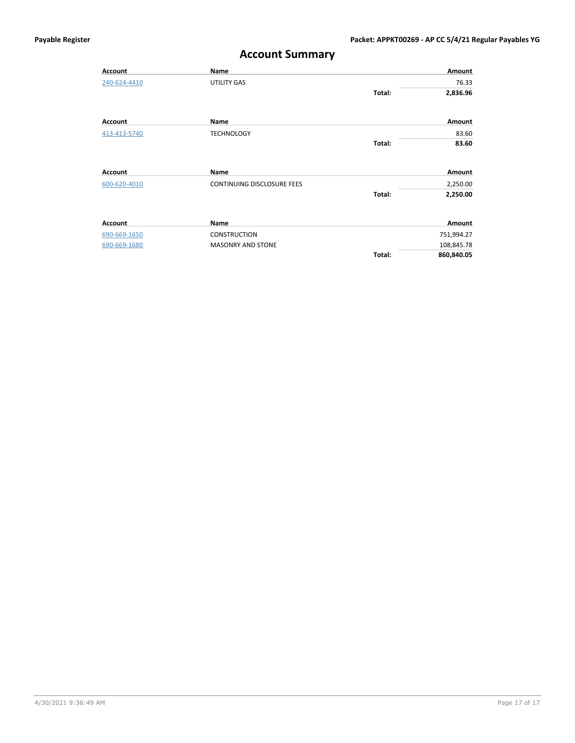# Account Summary

| Account | Name | | Amount |
|---|---|---|---|
| 240-624-4410 | UTILITY GAS | | 76.33 |
| | | Total: | 2,836.96 |

| Account | Name | | Amount |
|---|---|---|---|
| 413-413-5740 | TECHNOLOGY | | 83.60 |
| | | Total: | 83.60 |

| Account | Name | | Amount |
|---|---|---|---|
| 600-620-4010 | CONTINUING DISCLOSURE FEES | | 2,250.00 |
| | | Total: | 2,250.00 |

| Account | Name | | Amount |
|---|---|---|---|
| 690-669-1650 | CONSTRUCTION | | 751,994.27 |
| 690-669-1680 | MASONRY AND STONE | | 108,845.78 |
| | | Total: | 860,840.05 |